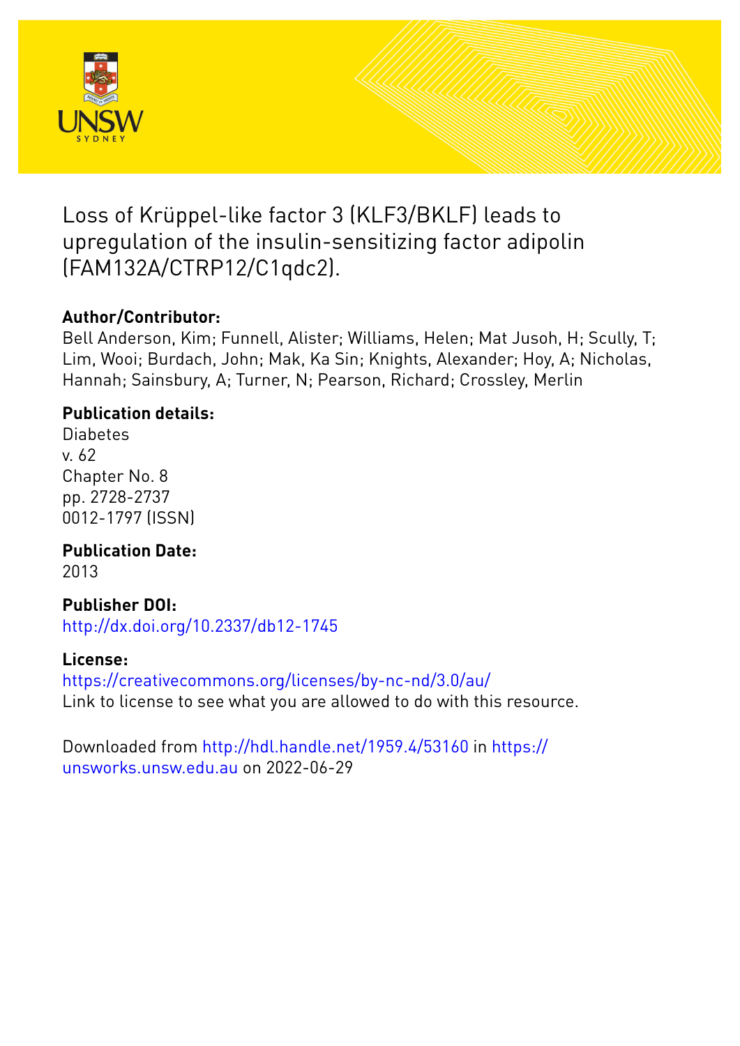# Loss of Krüppel-like factor 3 (KLF3/BKLF) leads to upregulation of the insulin-sensitizing factor adipolin (FAM132A/CTRP12/C1qdc2).

## Author/Contributor:

Bell Anderson, Kim; Funnell, Alister; Williams, Helen; Mat Jusoh, H; Scully, T; Lim, Wooi; Burdach, John; Mak, Ka Sin; Knights, Alexander; Hoy, A; Nicholas, Hannah; Sainsbury, A; Turner, N; Pearson, Richard; Crossley, Merlin

## Publication details:

Diabetes
v. 62
Chapter No. 8
pp. 2728-2737
0012-1797 (ISSN)

## Publication Date:

2013

## Publisher DOI:

http://dx.doi.org/10.2337/db12-1745

## License:

https://creativecommons.org/licenses/by-nc-nd/3.0/au/
Link to license to see what you are allowed to do with this resource.

Downloaded from http://hdl.handle.net/1959.4/53160 in https://unsworks.unsw.edu.au on 2022-06-29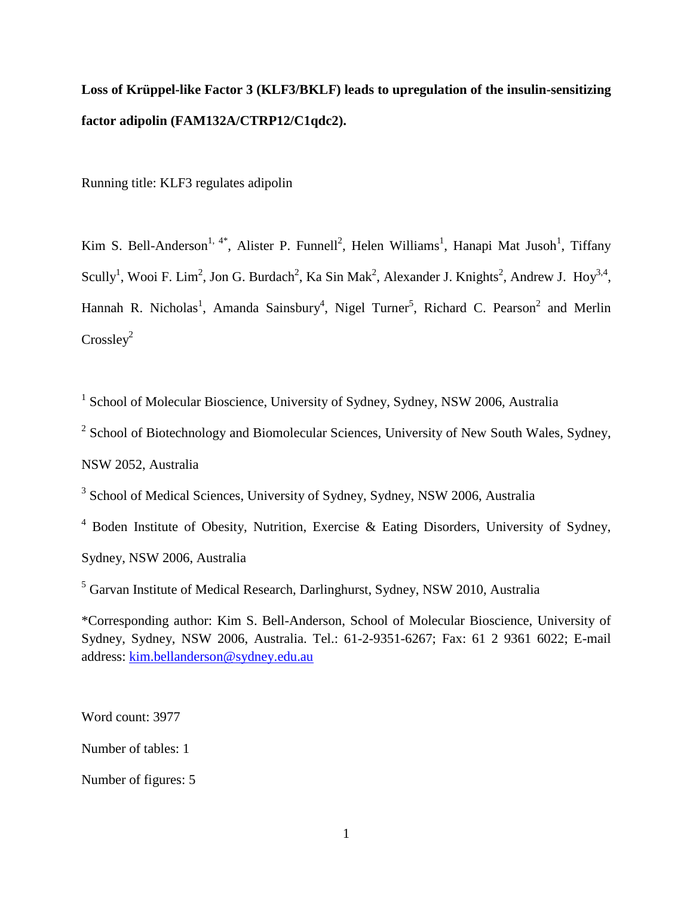**Loss of Krüppel-like Factor 3 (KLF3/BKLF) leads to upregulation of the insulin-sensitizing factor adipolin (FAM132A/CTRP12/C1qdc2).**

Running title: KLF3 regulates adipolin

Kim S. Bell-Anderson[1, 4*], Alister P. Funnell[2], Helen Williams[1], Hanapi Mat Jusoh[1], Tiffany Scully[1], Wooi F. Lim[2], Jon G. Burdach[2], Ka Sin Mak[2], Alexander J. Knights[2], Andrew J. Hoy[3,4], Hannah R. Nicholas[1], Amanda Sainsbury[4], Nigel Turner[5], Richard C. Pearson[2] and Merlin Crossley[2]

[1] School of Molecular Bioscience, University of Sydney, Sydney, NSW 2006, Australia

[2] School of Biotechnology and Biomolecular Sciences, University of New South Wales, Sydney, NSW 2052, Australia

[3] School of Medical Sciences, University of Sydney, Sydney, NSW 2006, Australia

[4] Boden Institute of Obesity, Nutrition, Exercise & Eating Disorders, University of Sydney, Sydney, NSW 2006, Australia

[5] Garvan Institute of Medical Research, Darlinghurst, Sydney, NSW 2010, Australia

*Corresponding author: Kim S. Bell-Anderson, School of Molecular Bioscience, University of Sydney, Sydney, NSW 2006, Australia. Tel.: 61-2-9351-6267; Fax: 61 2 9361 6022; E-mail address: kim.bellanderson@sydney.edu.au

Word count: 3977

Number of tables: 1

Number of figures: 5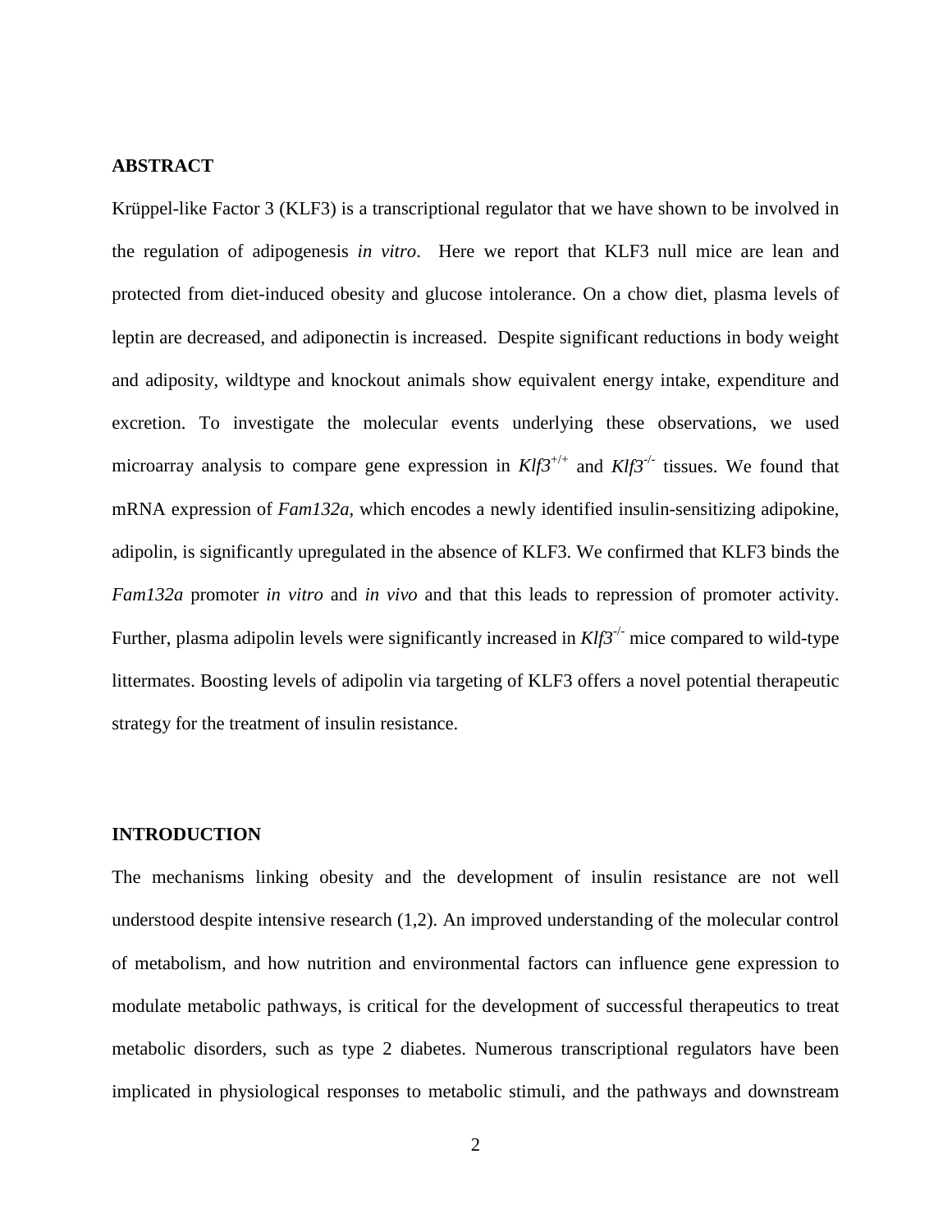## ABSTRACT

Krüppel-like Factor 3 (KLF3) is a transcriptional regulator that we have shown to be involved in the regulation of adipogenesis *in vitro*. Here we report that KLF3 null mice are lean and protected from diet-induced obesity and glucose intolerance. On a chow diet, plasma levels of leptin are decreased, and adiponectin is increased. Despite significant reductions in body weight and adiposity, wildtype and knockout animals show equivalent energy intake, expenditure and excretion. To investigate the molecular events underlying these observations, we used microarray analysis to compare gene expression in $Klf3^{+/+}$ and $Klf3^{-/-}$ tissues. We found that mRNA expression of *Fam132a*, which encodes a newly identified insulin-sensitizing adipokine, adipolin, is significantly upregulated in the absence of KLF3. We confirmed that KLF3 binds the *Fam132a* promoter *in vitro* and *in vivo* and that this leads to repression of promoter activity. Further, plasma adipolin levels were significantly increased in $Klf3^{-/-}$ mice compared to wild-type littermates. Boosting levels of adipolin via targeting of KLF3 offers a novel potential therapeutic strategy for the treatment of insulin resistance.

## INTRODUCTION

The mechanisms linking obesity and the development of insulin resistance are not well understood despite intensive research (1,2). An improved understanding of the molecular control of metabolism, and how nutrition and environmental factors can influence gene expression to modulate metabolic pathways, is critical for the development of successful therapeutics to treat metabolic disorders, such as type 2 diabetes. Numerous transcriptional regulators have been implicated in physiological responses to metabolic stimuli, and the pathways and downstream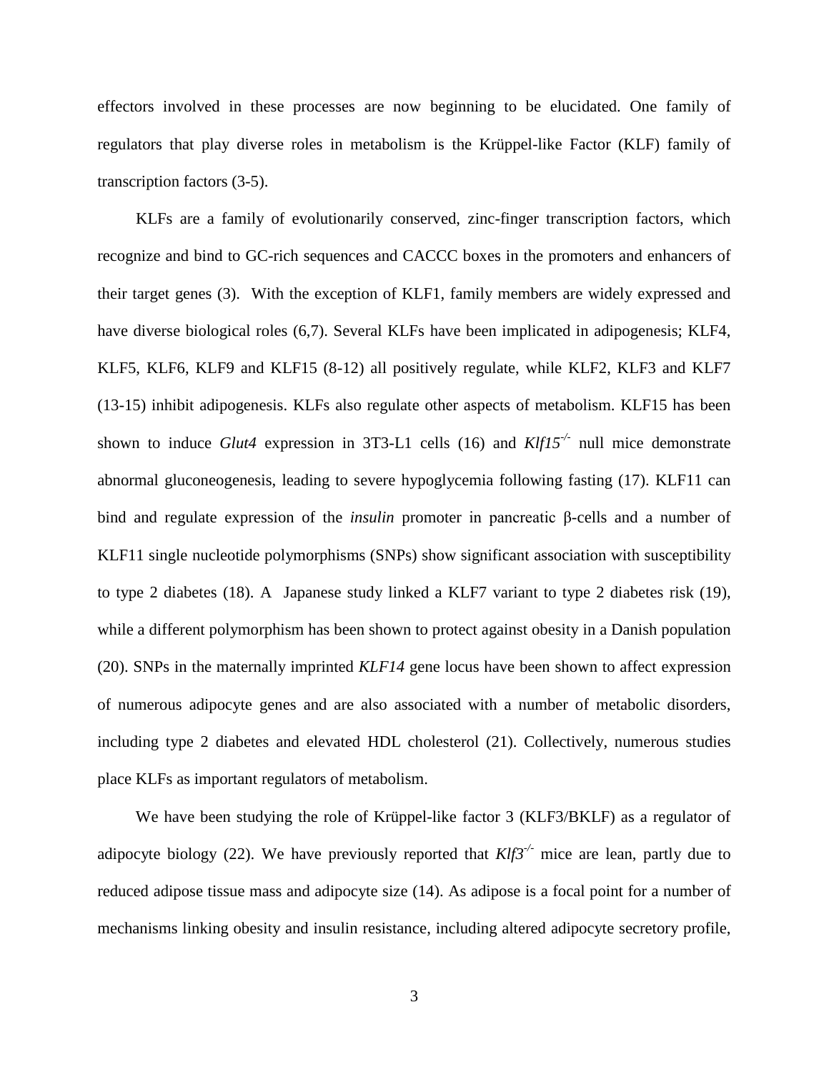effectors involved in these processes are now beginning to be elucidated. One family of regulators that play diverse roles in metabolism is the Krüppel-like Factor (KLF) family of transcription factors (3-5).

KLFs are a family of evolutionarily conserved, zinc-finger transcription factors, which recognize and bind to GC-rich sequences and CACCC boxes in the promoters and enhancers of their target genes (3). With the exception of KLF1, family members are widely expressed and have diverse biological roles (6,7). Several KLFs have been implicated in adipogenesis; KLF4, KLF5, KLF6, KLF9 and KLF15 (8-12) all positively regulate, while KLF2, KLF3 and KLF7 (13-15) inhibit adipogenesis. KLFs also regulate other aspects of metabolism. KLF15 has been shown to induce *Glut4* expression in 3T3-L1 cells (16) and *Klf15*$^{-/-}$ null mice demonstrate abnormal gluconeogenesis, leading to severe hypoglycemia following fasting (17). KLF11 can bind and regulate expression of the *insulin* promoter in pancreatic β-cells and a number of KLF11 single nucleotide polymorphisms (SNPs) show significant association with susceptibility to type 2 diabetes (18). A Japanese study linked a KLF7 variant to type 2 diabetes risk (19), while a different polymorphism has been shown to protect against obesity in a Danish population (20). SNPs in the maternally imprinted *KLF14* gene locus have been shown to affect expression of numerous adipocyte genes and are also associated with a number of metabolic disorders, including type 2 diabetes and elevated HDL cholesterol (21). Collectively, numerous studies place KLFs as important regulators of metabolism.

We have been studying the role of Krüppel-like factor 3 (KLF3/BKLF) as a regulator of adipocyte biology (22). We have previously reported that *Klf3*$^{-/-}$ mice are lean, partly due to reduced adipose tissue mass and adipocyte size (14). As adipose is a focal point for a number of mechanisms linking obesity and insulin resistance, including altered adipocyte secretory profile,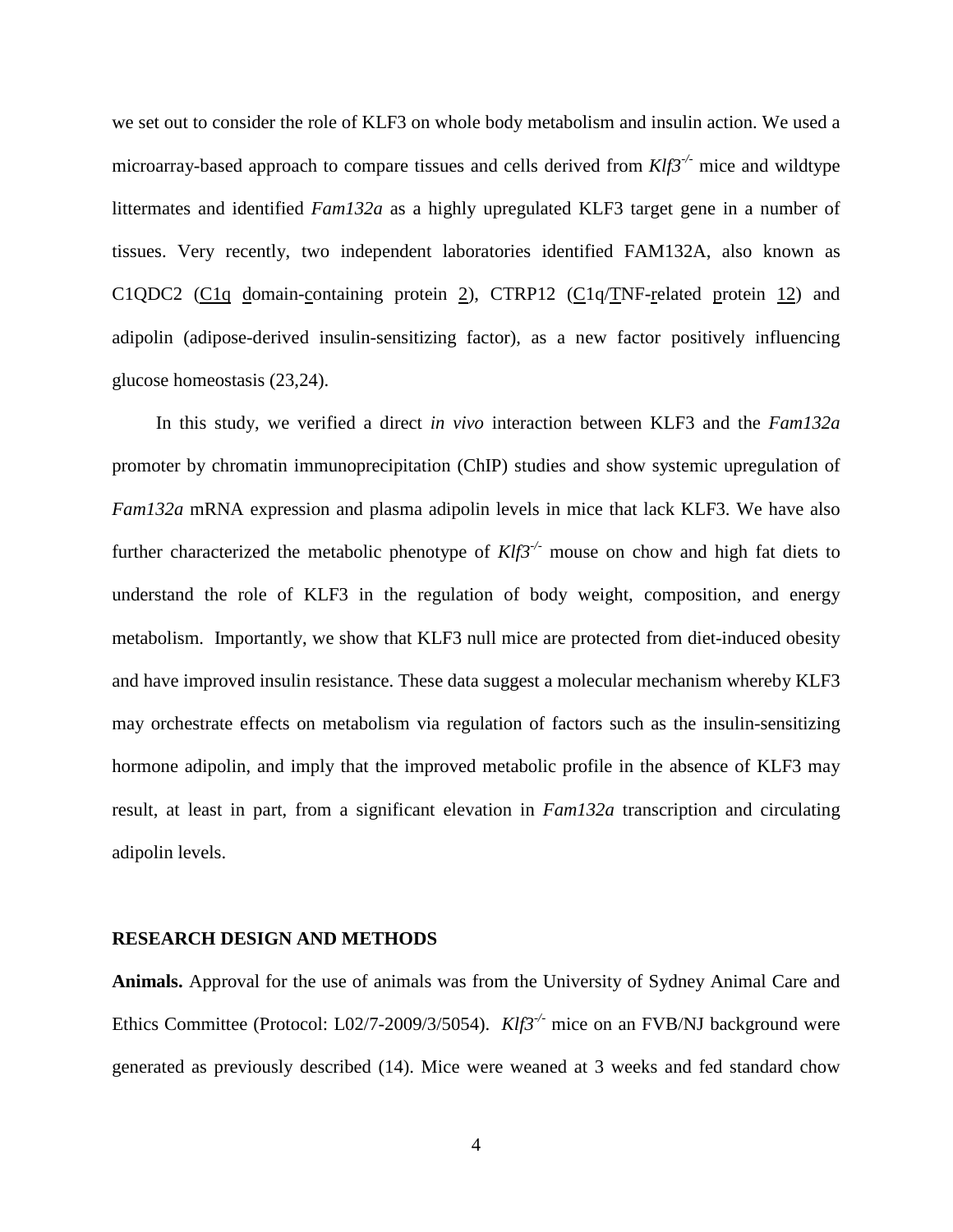we set out to consider the role of KLF3 on whole body metabolism and insulin action. We used a microarray-based approach to compare tissues and cells derived from *Klf3*$^{-/-}$ mice and wildtype littermates and identified *Fam132a* as a highly upregulated KLF3 target gene in a number of tissues. Very recently, two independent laboratories identified FAM132A, also known as C1QDC2 (C1q domain-containing protein 2), CTRP12 (C1q/TNF-related protein 12) and adipolin (adipose-derived insulin-sensitizing factor), as a new factor positively influencing glucose homeostasis (23,24).

In this study, we verified a direct *in vivo* interaction between KLF3 and the *Fam132a* promoter by chromatin immunoprecipitation (ChIP) studies and show systemic upregulation of *Fam132a* mRNA expression and plasma adipolin levels in mice that lack KLF3. We have also further characterized the metabolic phenotype of *Klf3*$^{-/-}$ mouse on chow and high fat diets to understand the role of KLF3 in the regulation of body weight, composition, and energy metabolism. Importantly, we show that KLF3 null mice are protected from diet-induced obesity and have improved insulin resistance. These data suggest a molecular mechanism whereby KLF3 may orchestrate effects on metabolism via regulation of factors such as the insulin-sensitizing hormone adipolin, and imply that the improved metabolic profile in the absence of KLF3 may result, at least in part, from a significant elevation in *Fam132a* transcription and circulating adipolin levels.

## RESEARCH DESIGN AND METHODS

**Animals.** Approval for the use of animals was from the University of Sydney Animal Care and Ethics Committee (Protocol: L02/7-2009/3/5054). *Klf3*$^{-/-}$ mice on an FVB/NJ background were generated as previously described (14). Mice were weaned at 3 weeks and fed standard chow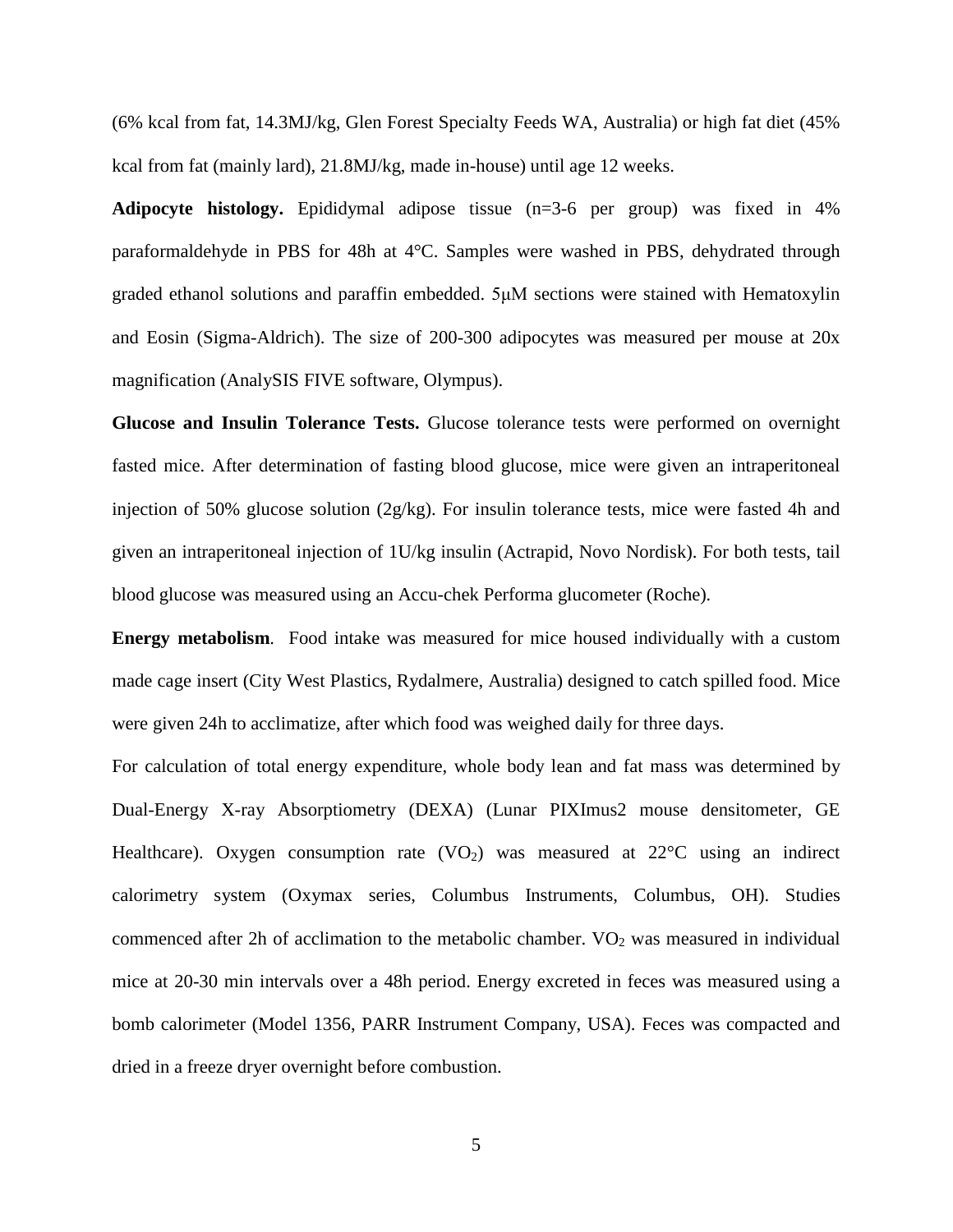(6% kcal from fat, 14.3MJ/kg, Glen Forest Specialty Feeds WA, Australia) or high fat diet (45% kcal from fat (mainly lard), 21.8MJ/kg, made in-house) until age 12 weeks.

**Adipocyte histology.** Epididymal adipose tissue (n=3-6 per group) was fixed in 4% paraformaldehyde in PBS for 48h at 4°C. Samples were washed in PBS, dehydrated through graded ethanol solutions and paraffin embedded. 5μM sections were stained with Hematoxylin and Eosin (Sigma-Aldrich). The size of 200-300 adipocytes was measured per mouse at 20x magnification (AnalySIS FIVE software, Olympus).

**Glucose and Insulin Tolerance Tests.** Glucose tolerance tests were performed on overnight fasted mice. After determination of fasting blood glucose, mice were given an intraperitoneal injection of 50% glucose solution (2g/kg). For insulin tolerance tests, mice were fasted 4h and given an intraperitoneal injection of 1U/kg insulin (Actrapid, Novo Nordisk). For both tests, tail blood glucose was measured using an Accu-chek Performa glucometer (Roche).

**Energy metabolism**. Food intake was measured for mice housed individually with a custom made cage insert (City West Plastics, Rydalmere, Australia) designed to catch spilled food. Mice were given 24h to acclimatize, after which food was weighed daily for three days.

For calculation of total energy expenditure, whole body lean and fat mass was determined by Dual-Energy X-ray Absorptiometry (DEXA) (Lunar PIXImus2 mouse densitometer, GE Healthcare). Oxygen consumption rate ($VO_2$) was measured at 22°C using an indirect calorimetry system (Oxymax series, Columbus Instruments, Columbus, OH). Studies commenced after 2h of acclimation to the metabolic chamber. $VO_2$ was measured in individual mice at 20-30 min intervals over a 48h period. Energy excreted in feces was measured using a bomb calorimeter (Model 1356, PARR Instrument Company, USA). Feces was compacted and dried in a freeze dryer overnight before combustion.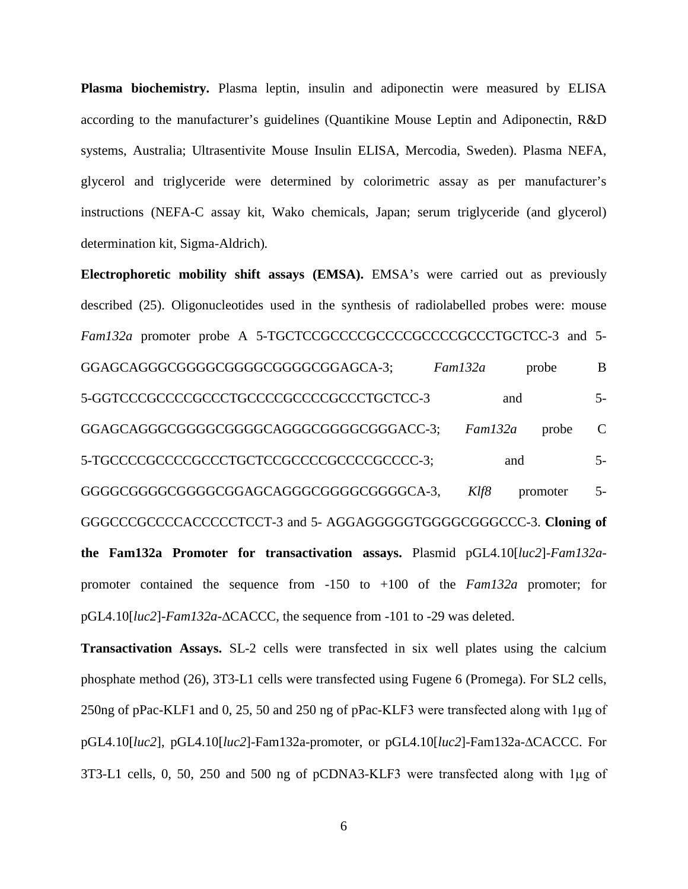**Plasma biochemistry.** Plasma leptin, insulin and adiponectin were measured by ELISA according to the manufacturer's guidelines (Quantikine Mouse Leptin and Adiponectin, R&D systems, Australia; Ultrasentivite Mouse Insulin ELISA, Mercodia, Sweden). Plasma NEFA, glycerol and triglyceride were determined by colorimetric assay as per manufacturer's instructions (NEFA-C assay kit, Wako chemicals, Japan; serum triglyceride (and glycerol) determination kit, Sigma-Aldrich).

**Electrophoretic mobility shift assays (EMSA).** EMSA's were carried out as previously described (25). Oligonucleotides used in the synthesis of radiolabelled probes were: mouse *Fam132a* promoter probe A 5-TGCTCCGCCCCGCCCCGCCCCGCCCTGCTCC-3 and 5-GGAGCAGGGCGGGGCGGGGCGGGGCGGAGCA-3; *Fam132a* probe B 5-GGTCCCGCCCCGCCCTGCCCCGCCCCGCCCTGCTCC-3 and 5-GGAGCAGGGCGGGGCGGGGCAGGGCGGGGCGGGACC-3; *Fam132a* probe C 5-TGCCCCGCCCCGCCCTGCTCCGCCCCGCCCCGCCCC-3; and 5-GGGGCGGGGCGGGGCGGAGCAGGGCGGGGCGGGGCA-3, *Klf8* promoter 5-GGGCCCGCCCCACCCCCTCCT-3 and 5- AGGAGGGGGTGGGGCGGGCCC-3. **Cloning of the Fam132a Promoter for transactivation assays.** Plasmid pGL4.10[*luc2*]-*Fam132a*-promoter contained the sequence from -150 to +100 of the *Fam132a* promoter; for pGL4.10[*luc2*]-*Fam132a*-ΔCACCC, the sequence from -101 to -29 was deleted.

**Transactivation Assays.** SL-2 cells were transfected in six well plates using the calcium phosphate method (26), 3T3-L1 cells were transfected using Fugene 6 (Promega). For SL2 cells, 250ng of pPac-KLF1 and 0, 25, 50 and 250 ng of pPac-KLF3 were transfected along with 1μg of pGL4.10[*luc2*], pGL4.10[*luc2*]-Fam132a-promoter, or pGL4.10[*luc2*]-Fam132a-ΔCACCC. For 3T3-L1 cells, 0, 50, 250 and 500 ng of pCDNA3-KLF3 were transfected along with 1μg of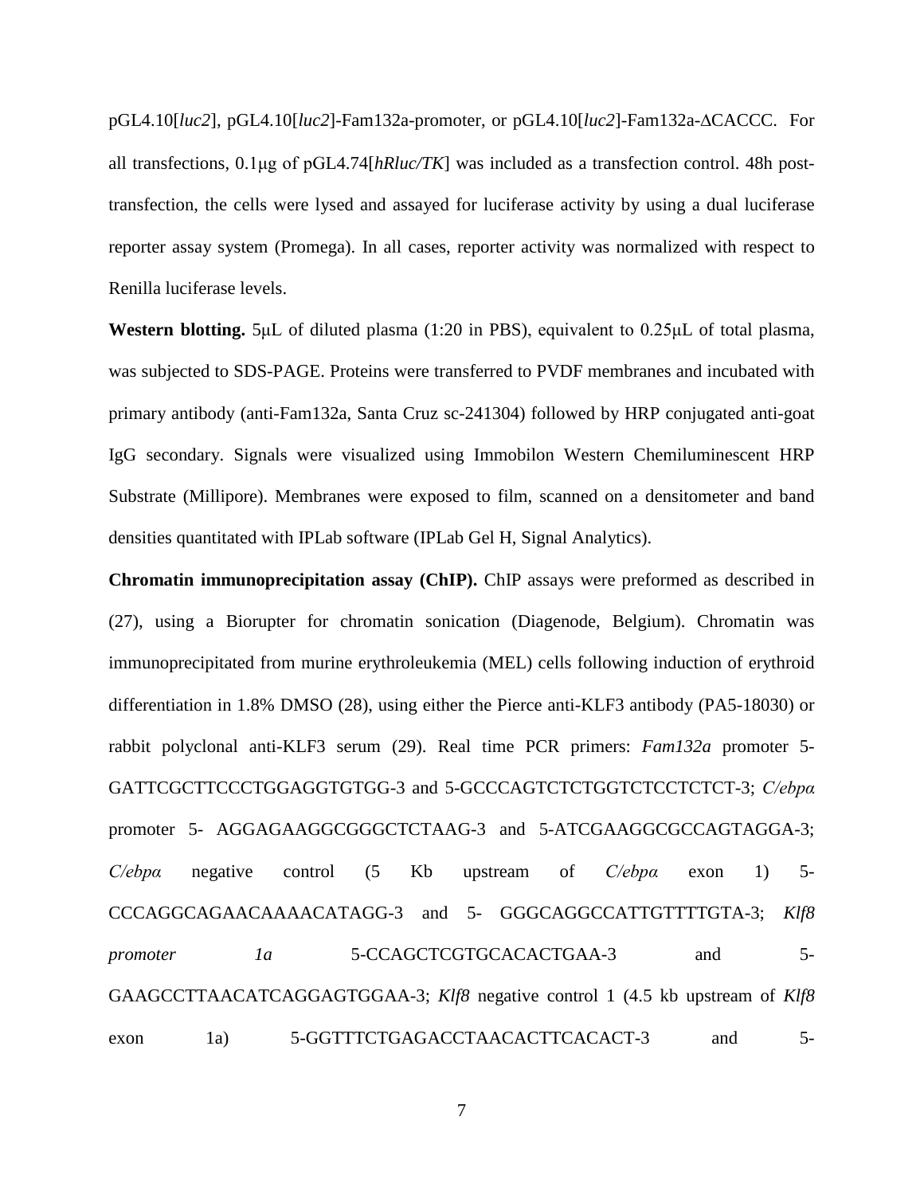pGL4.10[*luc2*], pGL4.10[*luc2*]-Fam132a-promoter, or pGL4.10[*luc2*]-Fam132a-ΔCACCC. For all transfections, 0.1μg of pGL4.74[*hRluc/TK*] was included as a transfection control. 48h post-transfection, the cells were lysed and assayed for luciferase activity by using a dual luciferase reporter assay system (Promega). In all cases, reporter activity was normalized with respect to Renilla luciferase levels.

**Western blotting.** 5μL of diluted plasma (1:20 in PBS), equivalent to 0.25μL of total plasma, was subjected to SDS-PAGE. Proteins were transferred to PVDF membranes and incubated with primary antibody (anti-Fam132a, Santa Cruz sc-241304) followed by HRP conjugated anti-goat IgG secondary. Signals were visualized using Immobilon Western Chemiluminescent HRP Substrate (Millipore). Membranes were exposed to film, scanned on a densitometer and band densities quantitated with IPLab software (IPLab Gel H, Signal Analytics).

**Chromatin immunoprecipitation assay (ChIP).** ChIP assays were preformed as described in (27), using a Biorupter for chromatin sonication (Diagenode, Belgium). Chromatin was immunoprecipitated from murine erythroleukemia (MEL) cells following induction of erythroid differentiation in 1.8% DMSO (28), using either the Pierce anti-KLF3 antibody (PA5-18030) or rabbit polyclonal anti-KLF3 serum (29). Real time PCR primers: *Fam132a* promoter 5-GATTCGCTTCCCTGGAGGTGTGG-3 and 5-GCCCAGTCTCTGGTCTCCTCTCT-3; *C/ebpα* promoter 5- AGGAGAAGGCGGGCTCTAAG-3 and 5-ATCGAAGGCGCCAGTAGGA-3; *C/ebpα* negative control (5 Kb upstream of *C/ebpα* exon 1) 5-CCCAGGCAGAACAAAACATAGG-3 and 5- GGGCAGGCCATTGTTTTGTA-3; *Klf8 promoter 1a* 5-CCAGCTCGTGCACACTGAA-3 and 5-GAAGCCTTAACATCAGGAGTGGAA-3; *Klf8* negative control 1 (4.5 kb upstream of *Klf8* exon 1a) 5-GGTTTCTGAGACCTAACACTTCACACT-3 and 5-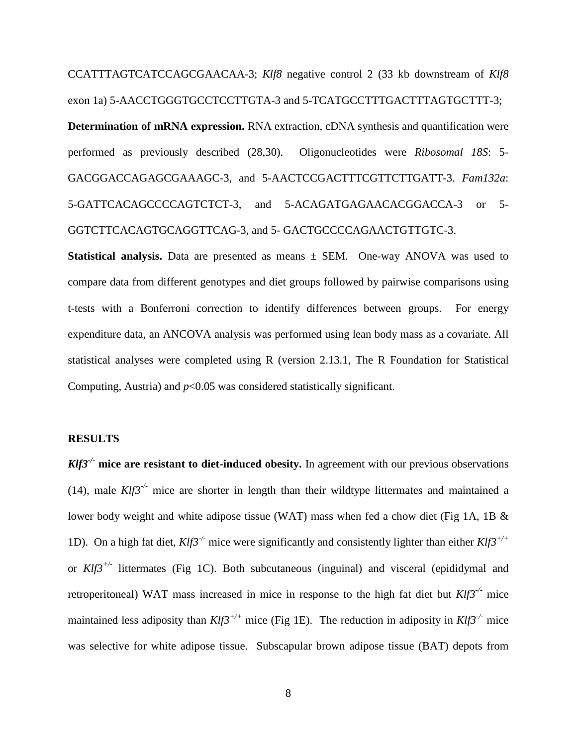CCATTTAGTCATCCAGCGAACAA-3; *Klf8* negative control 2 (33 kb downstream of *Klf8* exon 1a) 5-AACCTGGGTGCCTCCTTGTA-3 and 5-TCATGCCTTTGACTTTAGTGCTTT-3;

**Determination of mRNA expression.** RNA extraction, cDNA synthesis and quantification were performed as previously described (28,30). Oligonucleotides were *Ribosomal 18S*: 5-GACGGACCAGAGCGAAAGC-3, and 5-AACTCCGACTTTCGTTCTTGATT-3. *Fam132a*: 5-GATTCACAGCCCCAGTCTCT-3, and 5-ACAGATGAGAACACGGACCA-3 or 5-GGTCTTCACAGTGCAGGTTCAG-3, and 5- GACTGCCCCAGAACTGTTGTC-3.

**Statistical analysis.** Data are presented as means ± SEM. One-way ANOVA was used to compare data from different genotypes and diet groups followed by pairwise comparisons using t-tests with a Bonferroni correction to identify differences between groups. For energy expenditure data, an ANCOVA analysis was performed using lean body mass as a covariate. All statistical analyses were completed using R (version 2.13.1, The R Foundation for Statistical Computing, Austria) and $p<0.05$ was considered statistically significant.

## RESULTS

***Klf3**$^{-/-}$* **mice are resistant to diet-induced obesity.** In agreement with our previous observations (14), male *Klf3*$^{-/-}$ mice are shorter in length than their wildtype littermates and maintained a lower body weight and white adipose tissue (WAT) mass when fed a chow diet (Fig 1A, 1B & 1D). On a high fat diet, *Klf3*$^{-/-}$ mice were significantly and consistently lighter than either *Klf3*$^{+/+}$ or *Klf3*$^{+/-}$ littermates (Fig 1C). Both subcutaneous (inguinal) and visceral (epididymal and retroperitoneal) WAT mass increased in mice in response to the high fat diet but *Klf3*$^{-/-}$ mice maintained less adiposity than *Klf3*$^{+/+}$ mice (Fig 1E). The reduction in adiposity in *Klf3*$^{-/-}$ mice was selective for white adipose tissue. Subscapular brown adipose tissue (BAT) depots from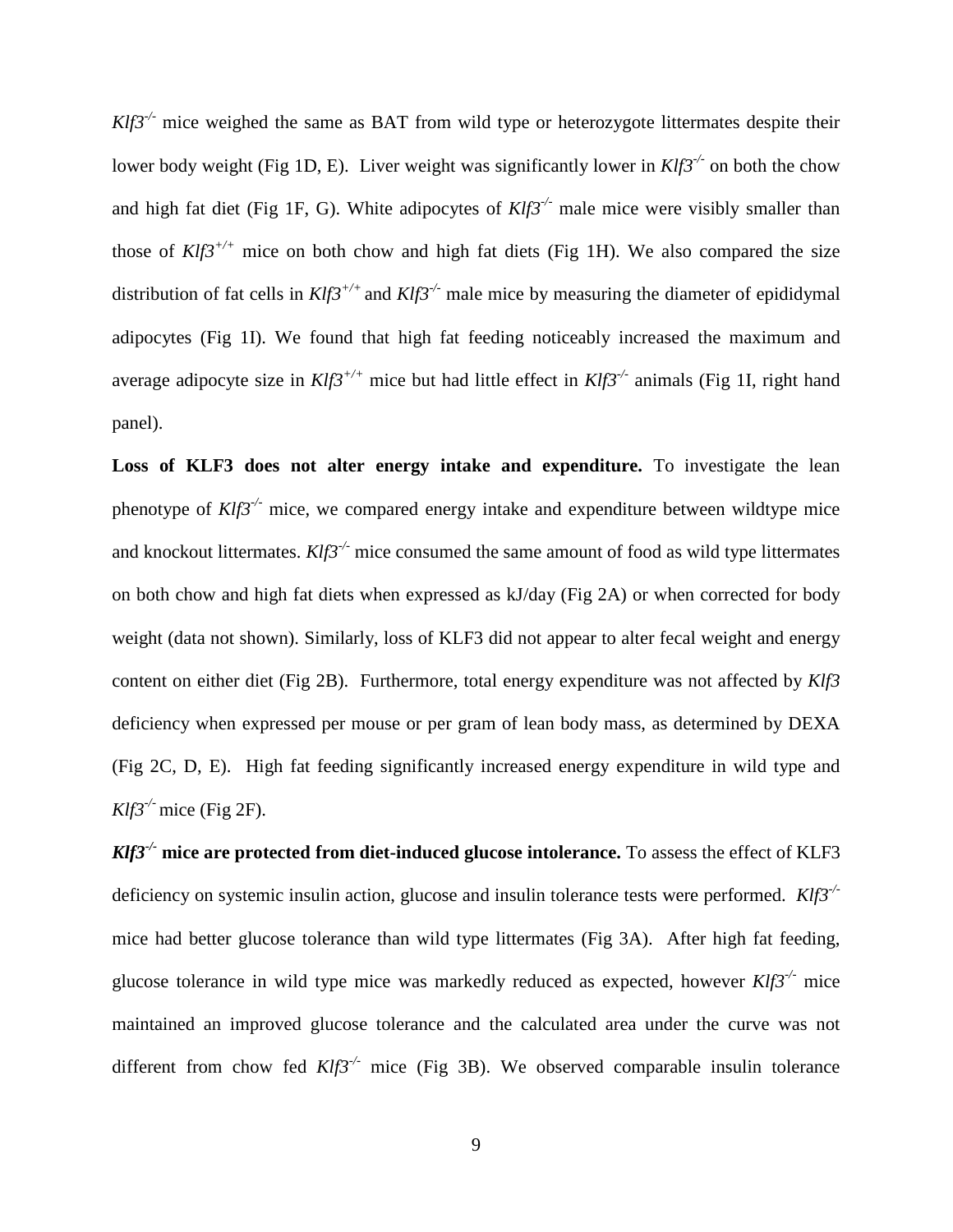*Klf3*$^{-/-}$ mice weighed the same as BAT from wild type or heterozygote littermates despite their lower body weight (Fig 1D, E). Liver weight was significantly lower in *Klf3*$^{-/-}$ on both the chow and high fat diet (Fig 1F, G). White adipocytes of *Klf3*$^{-/-}$ male mice were visibly smaller than those of *Klf3*$^{+/+}$ mice on both chow and high fat diets (Fig 1H). We also compared the size distribution of fat cells in *Klf3*$^{+/+}$ and *Klf3*$^{-/-}$ male mice by measuring the diameter of epididymal adipocytes (Fig 1I). We found that high fat feeding noticeably increased the maximum and average adipocyte size in *Klf3*$^{+/+}$ mice but had little effect in *Klf3*$^{-/-}$ animals (Fig 1I, right hand panel).

**Loss of KLF3 does not alter energy intake and expenditure.** To investigate the lean phenotype of *Klf3*$^{-/-}$ mice, we compared energy intake and expenditure between wildtype mice and knockout littermates. *Klf3*$^{-/-}$ mice consumed the same amount of food as wild type littermates on both chow and high fat diets when expressed as kJ/day (Fig 2A) or when corrected for body weight (data not shown). Similarly, loss of KLF3 did not appear to alter fecal weight and energy content on either diet (Fig 2B). Furthermore, total energy expenditure was not affected by *Klf3* deficiency when expressed per mouse or per gram of lean body mass, as determined by DEXA (Fig 2C, D, E). High fat feeding significantly increased energy expenditure in wild type and *Klf3*$^{-/-}$ mice (Fig 2F).

***Klf3*$^{-/-}$ mice are protected from diet-induced glucose intolerance.** To assess the effect of KLF3 deficiency on systemic insulin action, glucose and insulin tolerance tests were performed. *Klf3*$^{-/-}$ mice had better glucose tolerance than wild type littermates (Fig 3A). After high fat feeding, glucose tolerance in wild type mice was markedly reduced as expected, however *Klf3*$^{-/-}$ mice maintained an improved glucose tolerance and the calculated area under the curve was not different from chow fed *Klf3*$^{-/-}$ mice (Fig 3B). We observed comparable insulin tolerance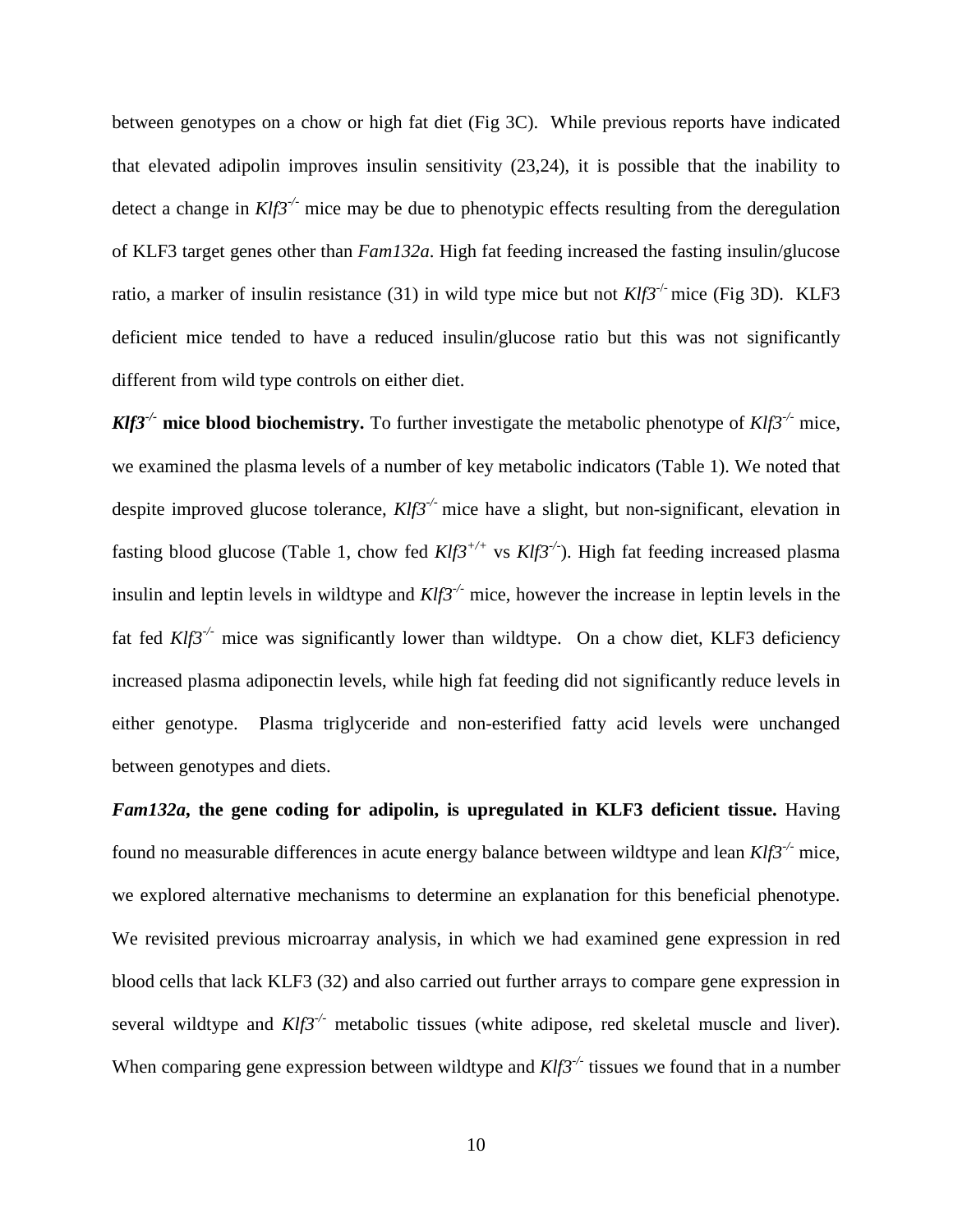between genotypes on a chow or high fat diet (Fig 3C). While previous reports have indicated that elevated adipolin improves insulin sensitivity (23,24), it is possible that the inability to detect a change in *Klf3*$^{-/-}$ mice may be due to phenotypic effects resulting from the deregulation of KLF3 target genes other than *Fam132a*. High fat feeding increased the fasting insulin/glucose ratio, a marker of insulin resistance (31) in wild type mice but not *Klf3*$^{-/-}$ mice (Fig 3D). KLF3 deficient mice tended to have a reduced insulin/glucose ratio but this was not significantly different from wild type controls on either diet.

***Klf3*$^{-/-}$ mice blood biochemistry.** To further investigate the metabolic phenotype of *Klf3*$^{-/-}$ mice, we examined the plasma levels of a number of key metabolic indicators (Table 1). We noted that despite improved glucose tolerance, *Klf3*$^{-/-}$ mice have a slight, but non-significant, elevation in fasting blood glucose (Table 1, chow fed *Klf3*$^{+/+}$ vs *Klf3*$^{-/-}$). High fat feeding increased plasma insulin and leptin levels in wildtype and *Klf3*$^{-/-}$ mice, however the increase in leptin levels in the fat fed *Klf3*$^{-/-}$ mice was significantly lower than wildtype. On a chow diet, KLF3 deficiency increased plasma adiponectin levels, while high fat feeding did not significantly reduce levels in either genotype. Plasma triglyceride and non-esterified fatty acid levels were unchanged between genotypes and diets.

***Fam132a*, the gene coding for adipolin, is upregulated in KLF3 deficient tissue.** Having found no measurable differences in acute energy balance between wildtype and lean *Klf3*$^{-/-}$ mice, we explored alternative mechanisms to determine an explanation for this beneficial phenotype. We revisited previous microarray analysis, in which we had examined gene expression in red blood cells that lack KLF3 (32) and also carried out further arrays to compare gene expression in several wildtype and *Klf3*$^{-/-}$ metabolic tissues (white adipose, red skeletal muscle and liver). When comparing gene expression between wildtype and *Klf3*$^{-/-}$ tissues we found that in a number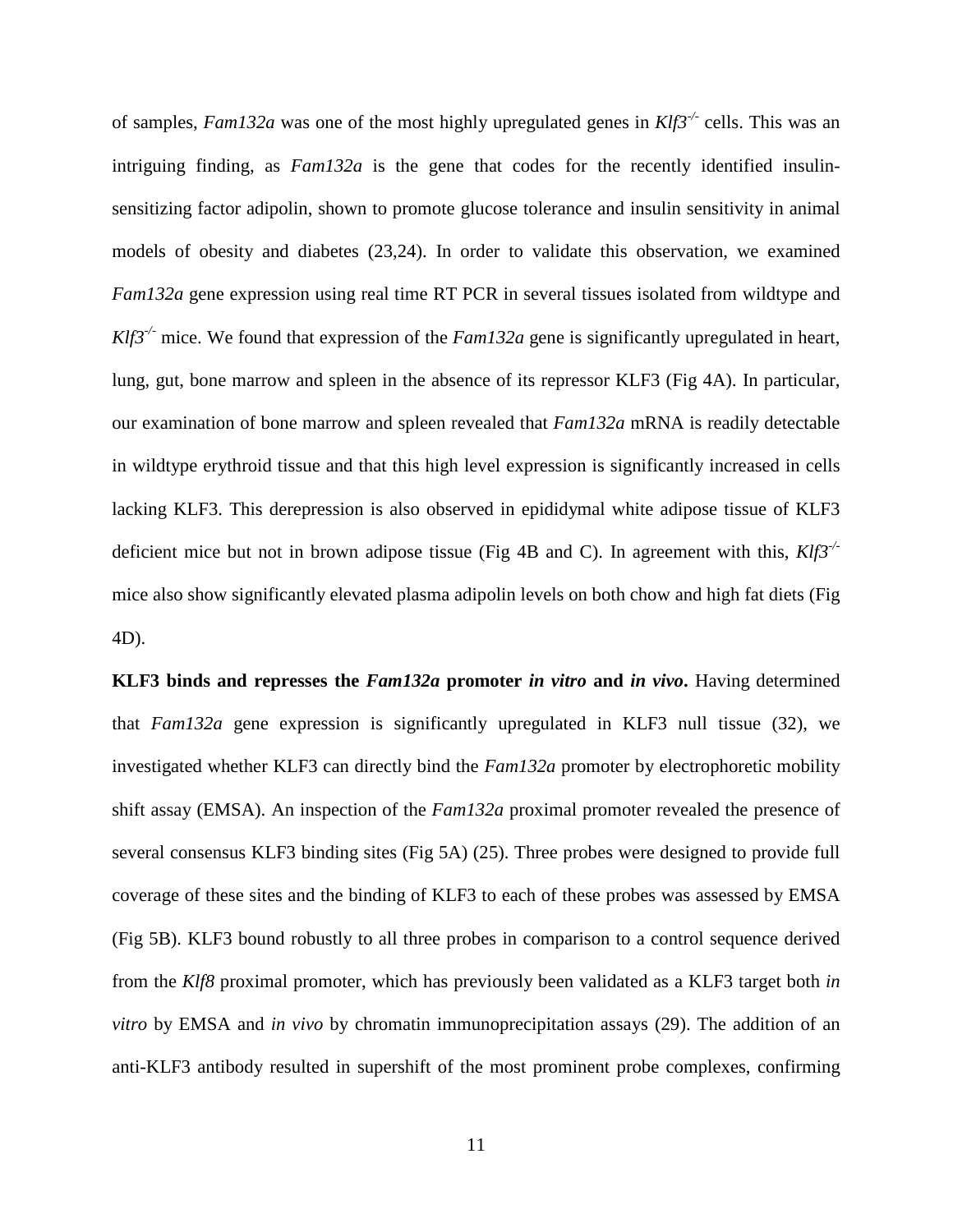of samples, *Fam132a* was one of the most highly upregulated genes in *Klf3*$^{-/-}$ cells. This was an intriguing finding, as *Fam132a* is the gene that codes for the recently identified insulin-sensitizing factor adipolin, shown to promote glucose tolerance and insulin sensitivity in animal models of obesity and diabetes (23,24). In order to validate this observation, we examined *Fam132a* gene expression using real time RT PCR in several tissues isolated from wildtype and *Klf3*$^{-/-}$ mice. We found that expression of the *Fam132a* gene is significantly upregulated in heart, lung, gut, bone marrow and spleen in the absence of its repressor KLF3 (Fig 4A). In particular, our examination of bone marrow and spleen revealed that *Fam132a* mRNA is readily detectable in wildtype erythroid tissue and that this high level expression is significantly increased in cells lacking KLF3. This derepression is also observed in epididymal white adipose tissue of KLF3 deficient mice but not in brown adipose tissue (Fig 4B and C). In agreement with this, *Klf3*$^{-/-}$ mice also show significantly elevated plasma adipolin levels on both chow and high fat diets (Fig 4D).

**KLF3 binds and represses the *Fam132a* promoter *in vitro* and *in vivo*.** Having determined that *Fam132a* gene expression is significantly upregulated in KLF3 null tissue (32), we investigated whether KLF3 can directly bind the *Fam132a* promoter by electrophoretic mobility shift assay (EMSA). An inspection of the *Fam132a* proximal promoter revealed the presence of several consensus KLF3 binding sites (Fig 5A) (25). Three probes were designed to provide full coverage of these sites and the binding of KLF3 to each of these probes was assessed by EMSA (Fig 5B). KLF3 bound robustly to all three probes in comparison to a control sequence derived from the *Klf8* proximal promoter, which has previously been validated as a KLF3 target both *in vitro* by EMSA and *in vivo* by chromatin immunoprecipitation assays (29). The addition of an anti-KLF3 antibody resulted in supershift of the most prominent probe complexes, confirming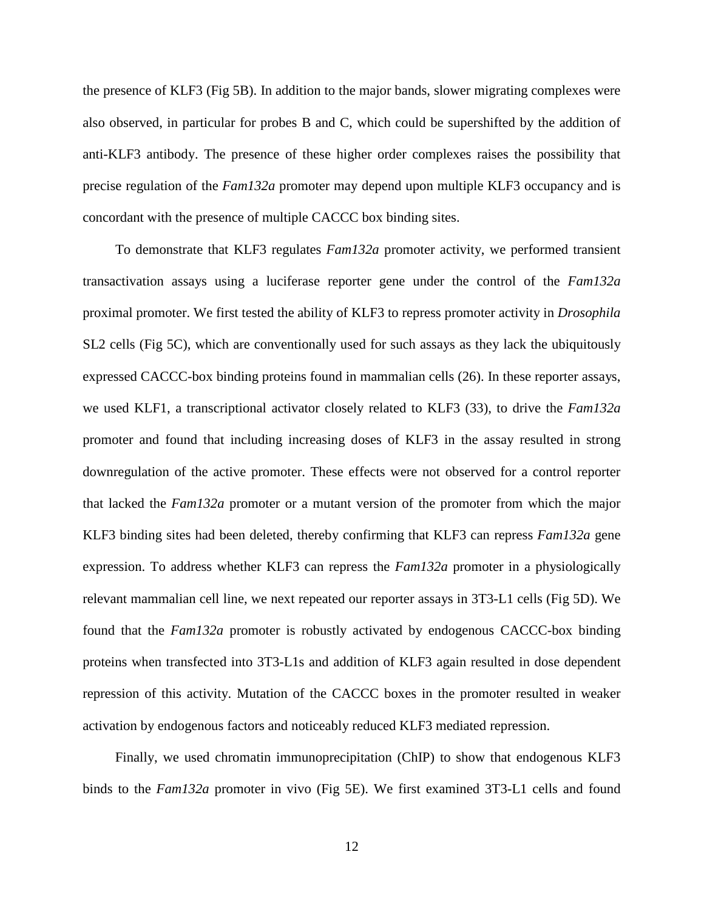the presence of KLF3 (Fig 5B). In addition to the major bands, slower migrating complexes were also observed, in particular for probes B and C, which could be supershifted by the addition of anti-KLF3 antibody. The presence of these higher order complexes raises the possibility that precise regulation of the *Fam132a* promoter may depend upon multiple KLF3 occupancy and is concordant with the presence of multiple CACCC box binding sites.

To demonstrate that KLF3 regulates *Fam132a* promoter activity, we performed transient transactivation assays using a luciferase reporter gene under the control of the *Fam132a* proximal promoter. We first tested the ability of KLF3 to repress promoter activity in *Drosophila* SL2 cells (Fig 5C), which are conventionally used for such assays as they lack the ubiquitously expressed CACCC-box binding proteins found in mammalian cells (26). In these reporter assays, we used KLF1, a transcriptional activator closely related to KLF3 (33), to drive the *Fam132a* promoter and found that including increasing doses of KLF3 in the assay resulted in strong downregulation of the active promoter. These effects were not observed for a control reporter that lacked the *Fam132a* promoter or a mutant version of the promoter from which the major KLF3 binding sites had been deleted, thereby confirming that KLF3 can repress *Fam132a* gene expression. To address whether KLF3 can repress the *Fam132a* promoter in a physiologically relevant mammalian cell line, we next repeated our reporter assays in 3T3-L1 cells (Fig 5D). We found that the *Fam132a* promoter is robustly activated by endogenous CACCC-box binding proteins when transfected into 3T3-L1s and addition of KLF3 again resulted in dose dependent repression of this activity. Mutation of the CACCC boxes in the promoter resulted in weaker activation by endogenous factors and noticeably reduced KLF3 mediated repression.

Finally, we used chromatin immunoprecipitation (ChIP) to show that endogenous KLF3 binds to the *Fam132a* promoter in vivo (Fig 5E). We first examined 3T3-L1 cells and found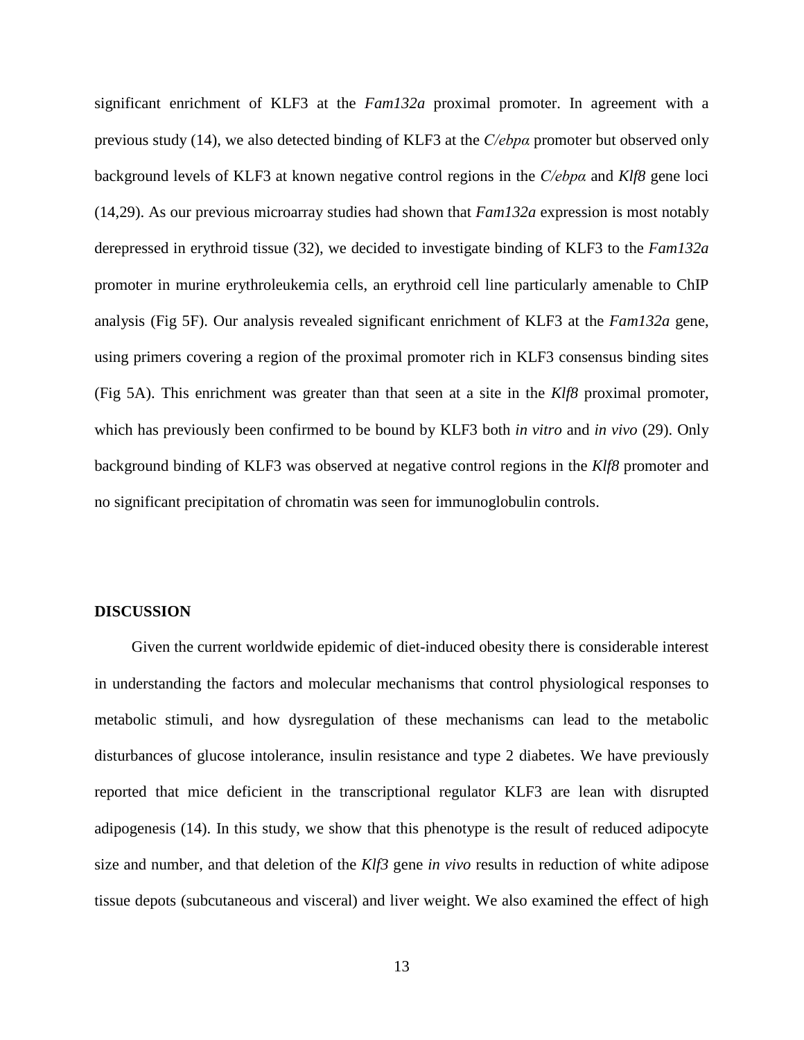significant enrichment of KLF3 at the *Fam132a* proximal promoter. In agreement with a previous study (14), we also detected binding of KLF3 at the *C/ebpα* promoter but observed only background levels of KLF3 at known negative control regions in the *C/ebpα* and *Klf8* gene loci (14,29). As our previous microarray studies had shown that *Fam132a* expression is most notably derepressed in erythroid tissue (32), we decided to investigate binding of KLF3 to the *Fam132a* promoter in murine erythroleukemia cells, an erythroid cell line particularly amenable to ChIP analysis (Fig 5F). Our analysis revealed significant enrichment of KLF3 at the *Fam132a* gene, using primers covering a region of the proximal promoter rich in KLF3 consensus binding sites (Fig 5A). This enrichment was greater than that seen at a site in the *Klf8* proximal promoter, which has previously been confirmed to be bound by KLF3 both *in vitro* and *in vivo* (29). Only background binding of KLF3 was observed at negative control regions in the *Klf8* promoter and no significant precipitation of chromatin was seen for immunoglobulin controls.

## DISCUSSION

Given the current worldwide epidemic of diet-induced obesity there is considerable interest in understanding the factors and molecular mechanisms that control physiological responses to metabolic stimuli, and how dysregulation of these mechanisms can lead to the metabolic disturbances of glucose intolerance, insulin resistance and type 2 diabetes. We have previously reported that mice deficient in the transcriptional regulator KLF3 are lean with disrupted adipogenesis (14). In this study, we show that this phenotype is the result of reduced adipocyte size and number, and that deletion of the *Klf3* gene *in vivo* results in reduction of white adipose tissue depots (subcutaneous and visceral) and liver weight. We also examined the effect of high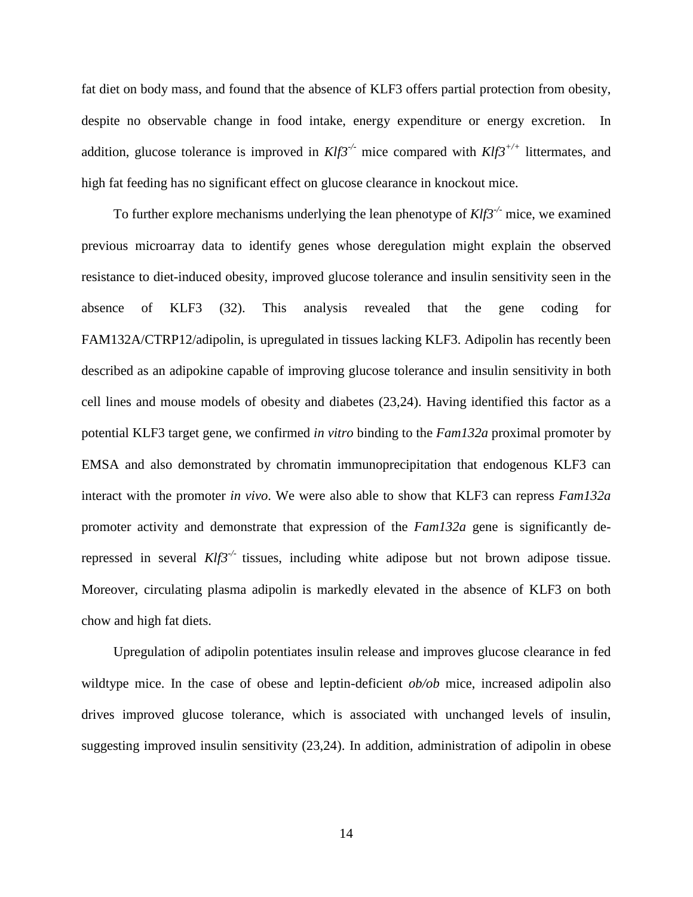fat diet on body mass, and found that the absence of KLF3 offers partial protection from obesity, despite no observable change in food intake, energy expenditure or energy excretion. In addition, glucose tolerance is improved in *Klf3*$^{-/-}$ mice compared with *Klf3*$^{+/+}$ littermates, and high fat feeding has no significant effect on glucose clearance in knockout mice.

To further explore mechanisms underlying the lean phenotype of *Klf3*$^{-/-}$ mice, we examined previous microarray data to identify genes whose deregulation might explain the observed resistance to diet-induced obesity, improved glucose tolerance and insulin sensitivity seen in the absence of KLF3 (32). This analysis revealed that the gene coding for FAM132A/CTRP12/adipolin, is upregulated in tissues lacking KLF3. Adipolin has recently been described as an adipokine capable of improving glucose tolerance and insulin sensitivity in both cell lines and mouse models of obesity and diabetes (23,24). Having identified this factor as a potential KLF3 target gene, we confirmed *in vitro* binding to the *Fam132a* proximal promoter by EMSA and also demonstrated by chromatin immunoprecipitation that endogenous KLF3 can interact with the promoter *in vivo*. We were also able to show that KLF3 can repress *Fam132a* promoter activity and demonstrate that expression of the *Fam132a* gene is significantly de-repressed in several *Klf3*$^{-/-}$ tissues, including white adipose but not brown adipose tissue. Moreover, circulating plasma adipolin is markedly elevated in the absence of KLF3 on both chow and high fat diets.

Upregulation of adipolin potentiates insulin release and improves glucose clearance in fed wildtype mice. In the case of obese and leptin-deficient *ob/ob* mice, increased adipolin also drives improved glucose tolerance, which is associated with unchanged levels of insulin, suggesting improved insulin sensitivity (23,24). In addition, administration of adipolin in obese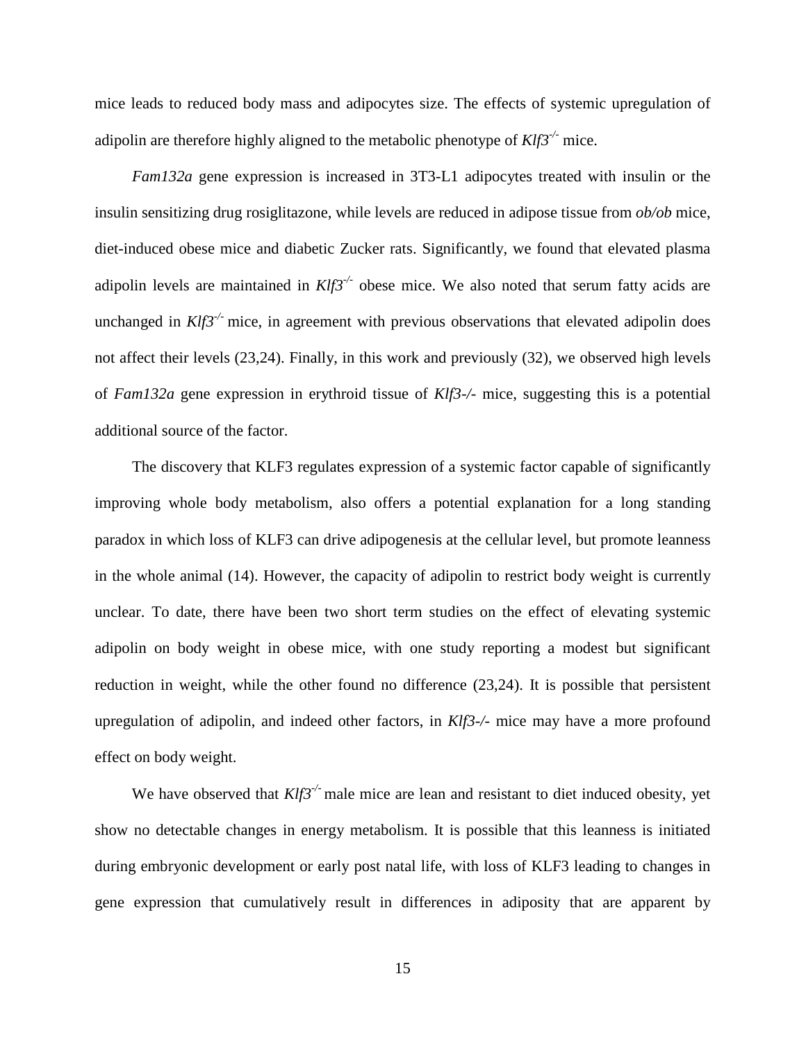mice leads to reduced body mass and adipocytes size. The effects of systemic upregulation of adipolin are therefore highly aligned to the metabolic phenotype of *Klf3*$^{-/-}$ mice.

*Fam132a* gene expression is increased in 3T3-L1 adipocytes treated with insulin or the insulin sensitizing drug rosiglitazone, while levels are reduced in adipose tissue from *ob/ob* mice, diet-induced obese mice and diabetic Zucker rats. Significantly, we found that elevated plasma adipolin levels are maintained in *Klf3*$^{-/-}$ obese mice. We also noted that serum fatty acids are unchanged in *Klf3*$^{-/-}$ mice, in agreement with previous observations that elevated adipolin does not affect their levels (23,24). Finally, in this work and previously (32), we observed high levels of *Fam132a* gene expression in erythroid tissue of *Klf3-/-* mice, suggesting this is a potential additional source of the factor.

The discovery that KLF3 regulates expression of a systemic factor capable of significantly improving whole body metabolism, also offers a potential explanation for a long standing paradox in which loss of KLF3 can drive adipogenesis at the cellular level, but promote leanness in the whole animal (14). However, the capacity of adipolin to restrict body weight is currently unclear. To date, there have been two short term studies on the effect of elevating systemic adipolin on body weight in obese mice, with one study reporting a modest but significant reduction in weight, while the other found no difference (23,24). It is possible that persistent upregulation of adipolin, and indeed other factors, in *Klf3-/-* mice may have a more profound effect on body weight.

We have observed that *Klf3*$^{-/-}$ male mice are lean and resistant to diet induced obesity, yet show no detectable changes in energy metabolism. It is possible that this leanness is initiated during embryonic development or early post natal life, with loss of KLF3 leading to changes in gene expression that cumulatively result in differences in adiposity that are apparent by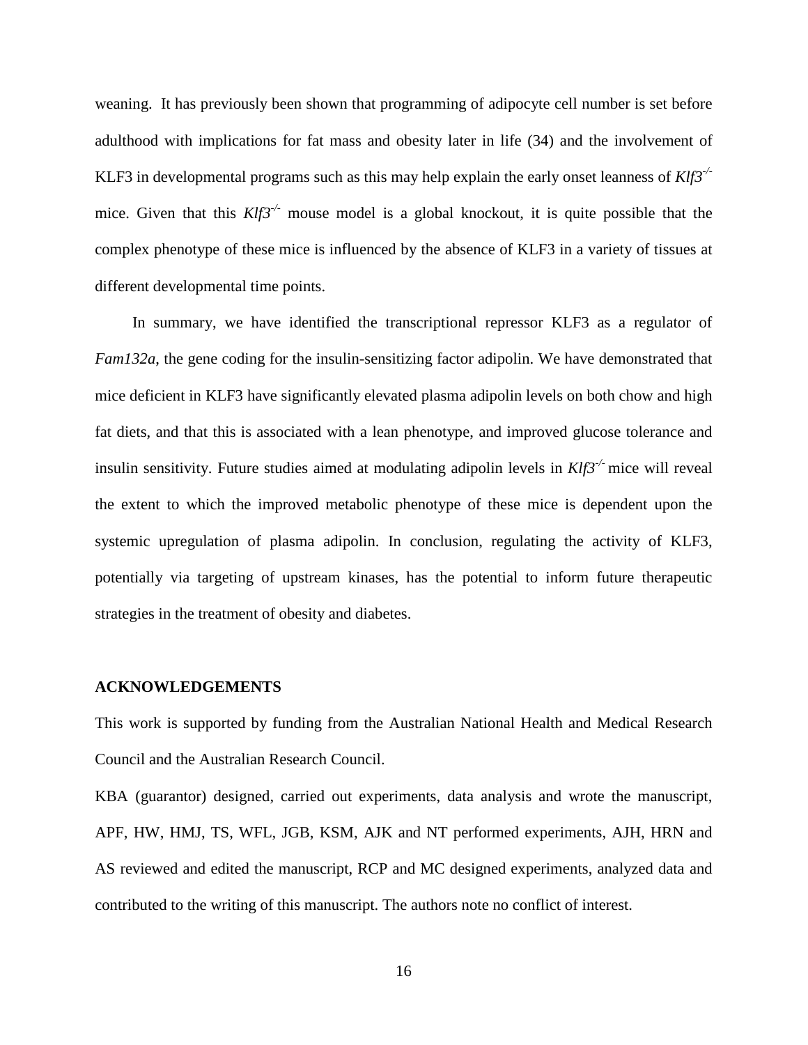weaning. It has previously been shown that programming of adipocyte cell number is set before adulthood with implications for fat mass and obesity later in life (34) and the involvement of KLF3 in developmental programs such as this may help explain the early onset leanness of *Klf3*$^{-/-}$ mice. Given that this *Klf3*$^{-/-}$ mouse model is a global knockout, it is quite possible that the complex phenotype of these mice is influenced by the absence of KLF3 in a variety of tissues at different developmental time points.

In summary, we have identified the transcriptional repressor KLF3 as a regulator of *Fam132a*, the gene coding for the insulin-sensitizing factor adipolin. We have demonstrated that mice deficient in KLF3 have significantly elevated plasma adipolin levels on both chow and high fat diets, and that this is associated with a lean phenotype, and improved glucose tolerance and insulin sensitivity. Future studies aimed at modulating adipolin levels in *Klf3*$^{-/-}$ mice will reveal the extent to which the improved metabolic phenotype of these mice is dependent upon the systemic upregulation of plasma adipolin. In conclusion, regulating the activity of KLF3, potentially via targeting of upstream kinases, has the potential to inform future therapeutic strategies in the treatment of obesity and diabetes.

## ACKNOWLEDGEMENTS

This work is supported by funding from the Australian National Health and Medical Research Council and the Australian Research Council.

KBA (guarantor) designed, carried out experiments, data analysis and wrote the manuscript, APF, HW, HMJ, TS, WFL, JGB, KSM, AJK and NT performed experiments, AJH, HRN and AS reviewed and edited the manuscript, RCP and MC designed experiments, analyzed data and contributed to the writing of this manuscript. The authors note no conflict of interest.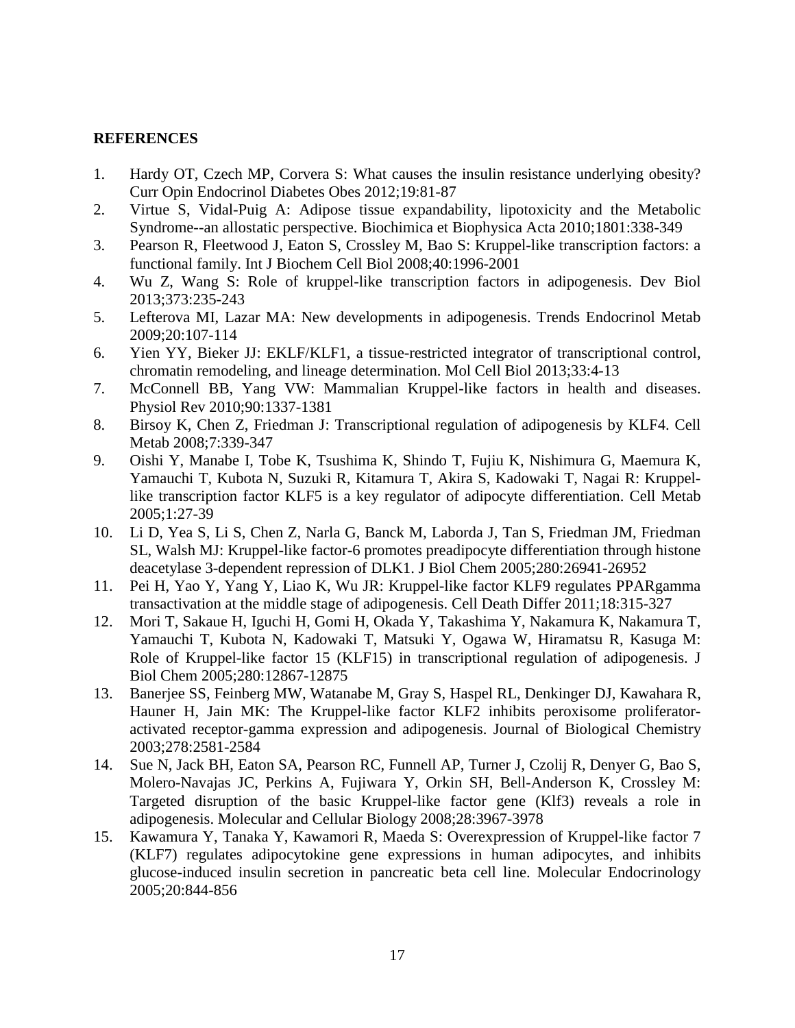**REFERENCES**

1. Hardy OT, Czech MP, Corvera S: What causes the insulin resistance underlying obesity? Curr Opin Endocrinol Diabetes Obes 2012;19:81-87
2. Virtue S, Vidal-Puig A: Adipose tissue expandability, lipotoxicity and the Metabolic Syndrome--an allostatic perspective. Biochimica et Biophysica Acta 2010;1801:338-349
3. Pearson R, Fleetwood J, Eaton S, Crossley M, Bao S: Kruppel-like transcription factors: a functional family. Int J Biochem Cell Biol 2008;40:1996-2001
4. Wu Z, Wang S: Role of kruppel-like transcription factors in adipogenesis. Dev Biol 2013;373:235-243
5. Lefterova MI, Lazar MA: New developments in adipogenesis. Trends Endocrinol Metab 2009;20:107-114
6. Yien YY, Bieker JJ: EKLF/KLF1, a tissue-restricted integrator of transcriptional control, chromatin remodeling, and lineage determination. Mol Cell Biol 2013;33:4-13
7. McConnell BB, Yang VW: Mammalian Kruppel-like factors in health and diseases. Physiol Rev 2010;90:1337-1381
8. Birsoy K, Chen Z, Friedman J: Transcriptional regulation of adipogenesis by KLF4. Cell Metab 2008;7:339-347
9. Oishi Y, Manabe I, Tobe K, Tsushima K, Shindo T, Fujiu K, Nishimura G, Maemura K, Yamauchi T, Kubota N, Suzuki R, Kitamura T, Akira S, Kadowaki T, Nagai R: Kruppel-like transcription factor KLF5 is a key regulator of adipocyte differentiation. Cell Metab 2005;1:27-39
10. Li D, Yea S, Li S, Chen Z, Narla G, Banck M, Laborda J, Tan S, Friedman JM, Friedman SL, Walsh MJ: Kruppel-like factor-6 promotes preadipocyte differentiation through histone deacetylase 3-dependent repression of DLK1. J Biol Chem 2005;280:26941-26952
11. Pei H, Yao Y, Yang Y, Liao K, Wu JR: Kruppel-like factor KLF9 regulates PPARgamma transactivation at the middle stage of adipogenesis. Cell Death Differ 2011;18:315-327
12. Mori T, Sakaue H, Iguchi H, Gomi H, Okada Y, Takashima Y, Nakamura K, Nakamura T, Yamauchi T, Kubota N, Kadowaki T, Matsuki Y, Ogawa W, Hiramatsu R, Kasuga M: Role of Kruppel-like factor 15 (KLF15) in transcriptional regulation of adipogenesis. J Biol Chem 2005;280:12867-12875
13. Banerjee SS, Feinberg MW, Watanabe M, Gray S, Haspel RL, Denkinger DJ, Kawahara R, Hauner H, Jain MK: The Kruppel-like factor KLF2 inhibits peroxisome proliferator-activated receptor-gamma expression and adipogenesis. Journal of Biological Chemistry 2003;278:2581-2584
14. Sue N, Jack BH, Eaton SA, Pearson RC, Funnell AP, Turner J, Czolij R, Denyer G, Bao S, Molero-Navajas JC, Perkins A, Fujiwara Y, Orkin SH, Bell-Anderson K, Crossley M: Targeted disruption of the basic Kruppel-like factor gene (Klf3) reveals a role in adipogenesis. Molecular and Cellular Biology 2008;28:3967-3978
15. Kawamura Y, Tanaka Y, Kawamori R, Maeda S: Overexpression of Kruppel-like factor 7 (KLF7) regulates adipocytokine gene expressions in human adipocytes, and inhibits glucose-induced insulin secretion in pancreatic beta cell line. Molecular Endocrinology 2005;20:844-856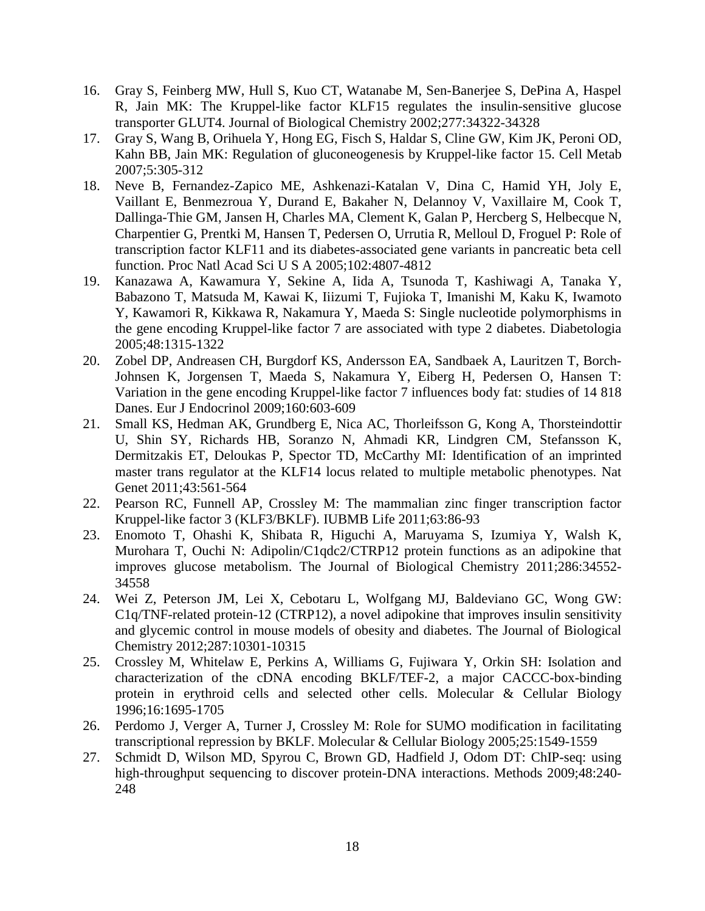16. Gray S, Feinberg MW, Hull S, Kuo CT, Watanabe M, Sen-Banerjee S, DePina A, Haspel R, Jain MK: The Kruppel-like factor KLF15 regulates the insulin-sensitive glucose transporter GLUT4. Journal of Biological Chemistry 2002;277:34322-34328
17. Gray S, Wang B, Orihuela Y, Hong EG, Fisch S, Haldar S, Cline GW, Kim JK, Peroni OD, Kahn BB, Jain MK: Regulation of gluconeogenesis by Kruppel-like factor 15. Cell Metab 2007;5:305-312
18. Neve B, Fernandez-Zapico ME, Ashkenazi-Katalan V, Dina C, Hamid YH, Joly E, Vaillant E, Benmezroua Y, Durand E, Bakaher N, Delannoy V, Vaxillaire M, Cook T, Dallinga-Thie GM, Jansen H, Charles MA, Clement K, Galan P, Hercberg S, Helbecque N, Charpentier G, Prentki M, Hansen T, Pedersen O, Urrutia R, Melloul D, Froguel P: Role of transcription factor KLF11 and its diabetes-associated gene variants in pancreatic beta cell function. Proc Natl Acad Sci U S A 2005;102:4807-4812
19. Kanazawa A, Kawamura Y, Sekine A, Iida A, Tsunoda T, Kashiwagi A, Tanaka Y, Babazono T, Matsuda M, Kawai K, Iiizumi T, Fujioka T, Imanishi M, Kaku K, Iwamoto Y, Kawamori R, Kikkawa R, Nakamura Y, Maeda S: Single nucleotide polymorphisms in the gene encoding Kruppel-like factor 7 are associated with type 2 diabetes. Diabetologia 2005;48:1315-1322
20. Zobel DP, Andreasen CH, Burgdorf KS, Andersson EA, Sandbaek A, Lauritzen T, Borch-Johnsen K, Jorgensen T, Maeda S, Nakamura Y, Eiberg H, Pedersen O, Hansen T: Variation in the gene encoding Kruppel-like factor 7 influences body fat: studies of 14 818 Danes. Eur J Endocrinol 2009;160:603-609
21. Small KS, Hedman AK, Grundberg E, Nica AC, Thorleifsson G, Kong A, Thorsteindottir U, Shin SY, Richards HB, Soranzo N, Ahmadi KR, Lindgren CM, Stefansson K, Dermitzakis ET, Deloukas P, Spector TD, McCarthy MI: Identification of an imprinted master trans regulator at the KLF14 locus related to multiple metabolic phenotypes. Nat Genet 2011;43:561-564
22. Pearson RC, Funnell AP, Crossley M: The mammalian zinc finger transcription factor Kruppel-like factor 3 (KLF3/BKLF). IUBMB Life 2011;63:86-93
23. Enomoto T, Ohashi K, Shibata R, Higuchi A, Maruyama S, Izumiya Y, Walsh K, Murohara T, Ouchi N: Adipolin/C1qdc2/CTRP12 protein functions as an adipokine that improves glucose metabolism. The Journal of Biological Chemistry 2011;286:34552-34558
24. Wei Z, Peterson JM, Lei X, Cebotaru L, Wolfgang MJ, Baldeviano GC, Wong GW: C1q/TNF-related protein-12 (CTRP12), a novel adipokine that improves insulin sensitivity and glycemic control in mouse models of obesity and diabetes. The Journal of Biological Chemistry 2012;287:10301-10315
25. Crossley M, Whitelaw E, Perkins A, Williams G, Fujiwara Y, Orkin SH: Isolation and characterization of the cDNA encoding BKLF/TEF-2, a major CACCC-box-binding protein in erythroid cells and selected other cells. Molecular & Cellular Biology 1996;16:1695-1705
26. Perdomo J, Verger A, Turner J, Crossley M: Role for SUMO modification in facilitating transcriptional repression by BKLF. Molecular & Cellular Biology 2005;25:1549-1559
27. Schmidt D, Wilson MD, Spyrou C, Brown GD, Hadfield J, Odom DT: ChIP-seq: using high-throughput sequencing to discover protein-DNA interactions. Methods 2009;48:240-248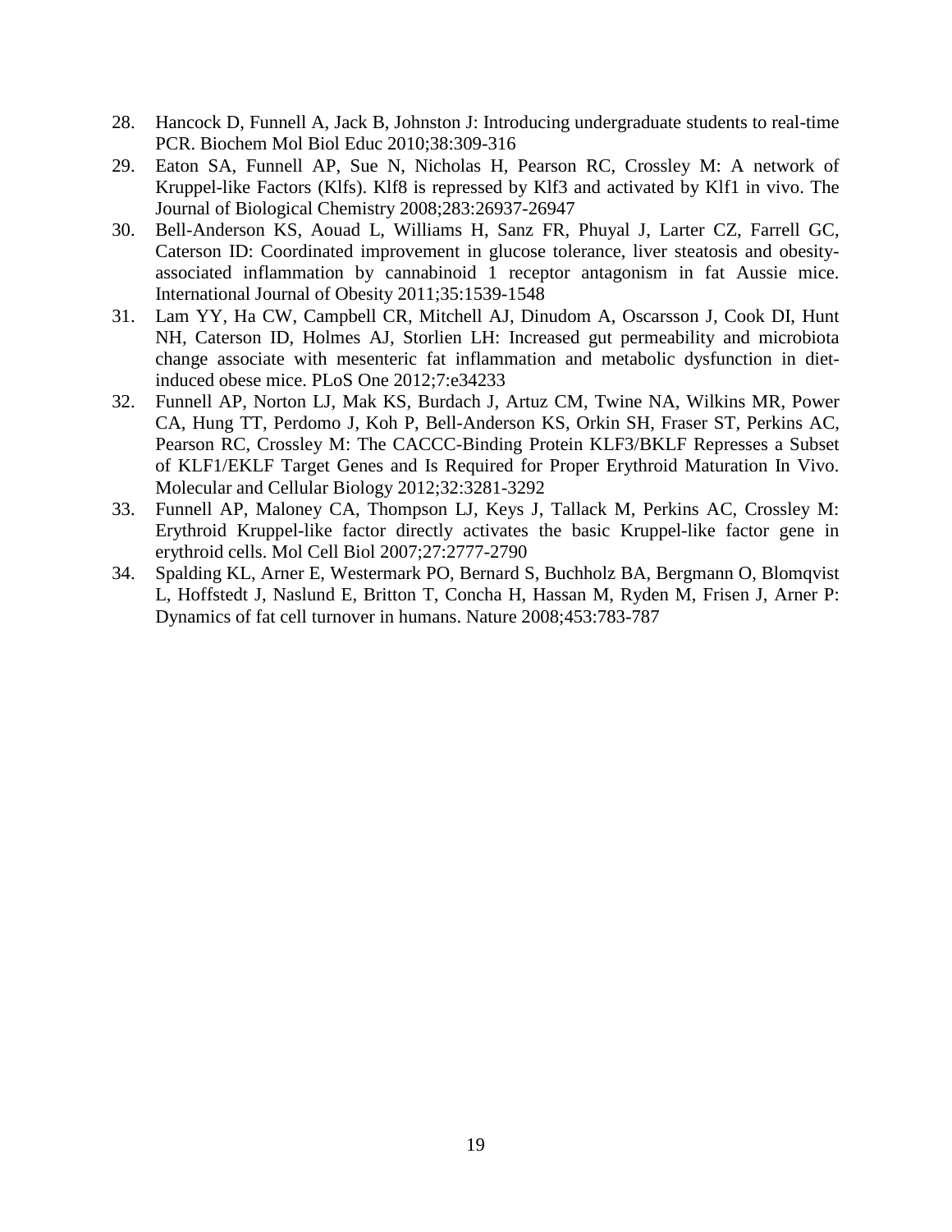28. Hancock D, Funnell A, Jack B, Johnston J: Introducing undergraduate students to real-time PCR. Biochem Mol Biol Educ 2010;38:309-316
29. Eaton SA, Funnell AP, Sue N, Nicholas H, Pearson RC, Crossley M: A network of Kruppel-like Factors (Klfs). Klf8 is repressed by Klf3 and activated by Klf1 in vivo. The Journal of Biological Chemistry 2008;283:26937-26947
30. Bell-Anderson KS, Aouad L, Williams H, Sanz FR, Phuyal J, Larter CZ, Farrell GC, Caterson ID: Coordinated improvement in glucose tolerance, liver steatosis and obesity-associated inflammation by cannabinoid 1 receptor antagonism in fat Aussie mice. International Journal of Obesity 2011;35:1539-1548
31. Lam YY, Ha CW, Campbell CR, Mitchell AJ, Dinudom A, Oscarsson J, Cook DI, Hunt NH, Caterson ID, Holmes AJ, Storlien LH: Increased gut permeability and microbiota change associate with mesenteric fat inflammation and metabolic dysfunction in diet-induced obese mice. PLoS One 2012;7:e34233
32. Funnell AP, Norton LJ, Mak KS, Burdach J, Artuz CM, Twine NA, Wilkins MR, Power CA, Hung TT, Perdomo J, Koh P, Bell-Anderson KS, Orkin SH, Fraser ST, Perkins AC, Pearson RC, Crossley M: The CACCC-Binding Protein KLF3/BKLF Represses a Subset of KLF1/EKLF Target Genes and Is Required for Proper Erythroid Maturation In Vivo. Molecular and Cellular Biology 2012;32:3281-3292
33. Funnell AP, Maloney CA, Thompson LJ, Keys J, Tallack M, Perkins AC, Crossley M: Erythroid Kruppel-like factor directly activates the basic Kruppel-like factor gene in erythroid cells. Mol Cell Biol 2007;27:2777-2790
34. Spalding KL, Arner E, Westermark PO, Bernard S, Buchholz BA, Bergmann O, Blomqvist L, Hoffstedt J, Naslund E, Britton T, Concha H, Hassan M, Ryden M, Frisen J, Arner P: Dynamics of fat cell turnover in humans. Nature 2008;453:783-787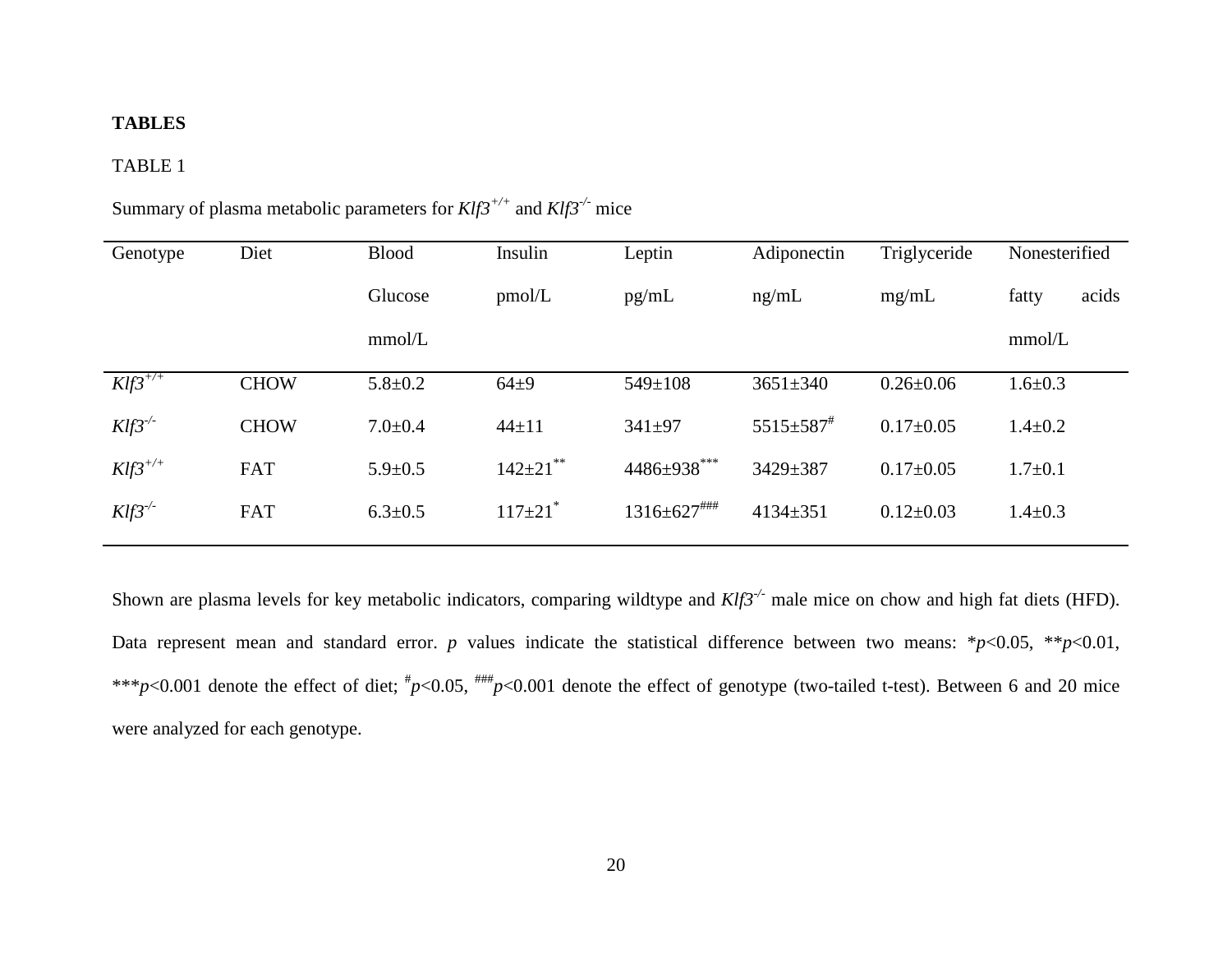## TABLES

TABLE 1

Summary of plasma metabolic parameters for *Klf3*$^{+/+}$ and *Klf3*$^{-/-}$ mice

| Genotype | Diet | Blood Glucose mmol/L | Insulin pmol/L | Leptin pg/mL | Adiponectin ng/mL | Triglyceride mg/mL | Nonesterified fatty acids mmol/L |
|---|---|---|---|---|---|---|---|
| *Klf3*$^{+/+}$ | CHOW | 5.8±0.2 | 64±9 | 549±108 | 3651±340 | 0.26±0.06 | 1.6±0.3 |
| *Klf3*$^{-/-}$ | CHOW | 7.0±0.4 | 44±11 | 341±97 | 5515±587$^{\#}$ | 0.17±0.05 | 1.4±0.2 |
| *Klf3*$^{+/+}$ | FAT | 5.9±0.5 | 142±21$^{**}$ | 4486±938$^{***}$ | 3429±387 | 0.17±0.05 | 1.7±0.1 |
| *Klf3*$^{-/-}$ | FAT | 6.3±0.5 | 117±21$^{*}$ | 1316±627$^{\#\#\#}$ | 4134±351 | 0.12±0.03 | 1.4±0.3 |

Shown are plasma levels for key metabolic indicators, comparing wildtype and *Klf3*$^{-/-}$ male mice on chow and high fat diets (HFD). Data represent mean and standard error. $p$ values indicate the statistical difference between two means: $^{*}p<0.05$, $^{**}p<0.01$, $^{***}p<0.001$ denote the effect of diet; $^{\#}p<0.05$, $^{\#\#\#}p<0.001$ denote the effect of genotype (two-tailed t-test). Between 6 and 20 mice were analyzed for each genotype.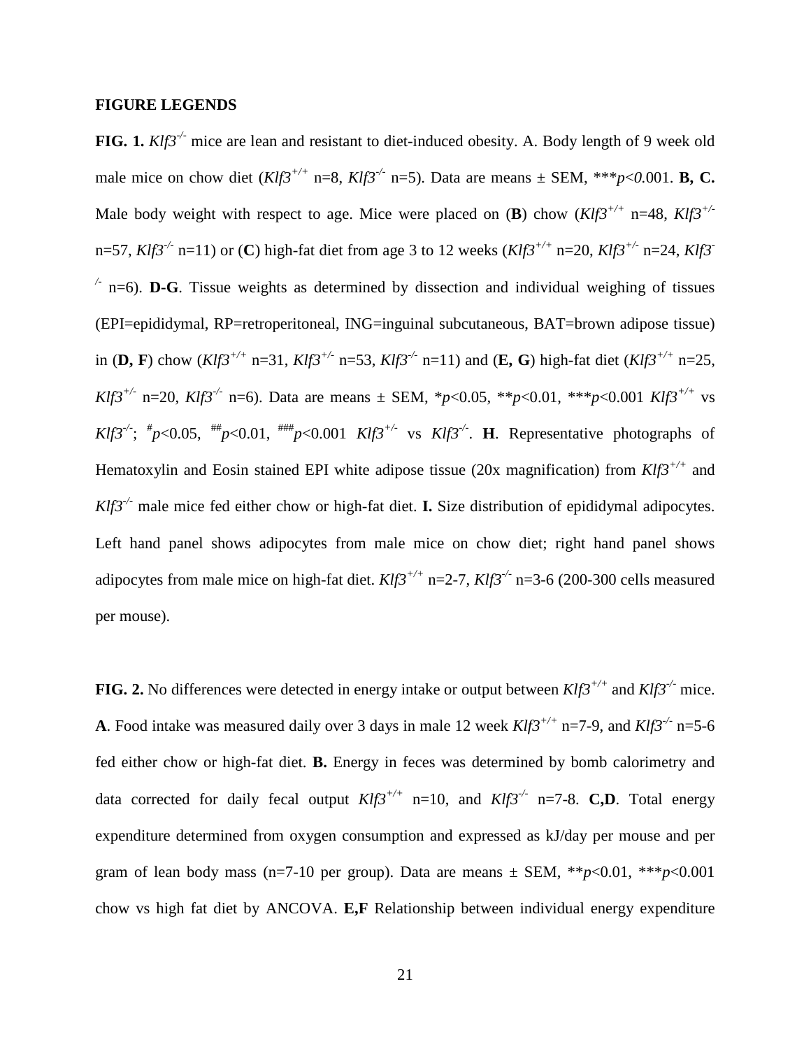**FIGURE LEGENDS**

**FIG. 1.** *Klf3*$^{-/-}$ mice are lean and resistant to diet-induced obesity. A. Body length of 9 week old male mice on chow diet (*Klf3*$^{+/+}$ n=8, *Klf3*$^{-/-}$ n=5). Data are means ± SEM, ***$p<0.001$. **B, C.** Male body weight with respect to age. Mice were placed on (**B**) chow (*Klf3*$^{+/+}$ n=48, *Klf3*$^{+/-}$ n=57, *Klf3*$^{-/-}$ n=11) or (**C**) high-fat diet from age 3 to 12 weeks (*Klf3*$^{+/+}$ n=20, *Klf3*$^{+/-}$ n=24, *Klf3*$^{-/-}$ n=6). **D-G**. Tissue weights as determined by dissection and individual weighing of tissues (EPI=epididymal, RP=retroperitoneal, ING=inguinal subcutaneous, BAT=brown adipose tissue) in (**D, F**) chow (*Klf3*$^{+/+}$ n=31, *Klf3*$^{+/-}$ n=53, *Klf3*$^{-/-}$ n=11) and (**E, G**) high-fat diet (*Klf3*$^{+/+}$ n=25, *Klf3*$^{+/-}$ n=20, *Klf3*$^{-/-}$ n=6). Data are means ± SEM, *$p<0.05$, **$p<0.01$, ***$p<0.001$ *Klf3*$^{+/+}$ vs *Klf3*$^{-/-}$; $^{\#}p<0.05$, $^{\#\#}p<0.01$, $^{\#\#\#}p<0.001$ *Klf3*$^{+/-}$ vs *Klf3*$^{-/-}$. **H**. Representative photographs of Hematoxylin and Eosin stained EPI white adipose tissue (20x magnification) from *Klf3*$^{+/+}$ and *Klf3*$^{-/-}$ male mice fed either chow or high-fat diet. **I.** Size distribution of epididymal adipocytes. Left hand panel shows adipocytes from male mice on chow diet; right hand panel shows adipocytes from male mice on high-fat diet. *Klf3*$^{+/+}$ n=2-7, *Klf3*$^{-/-}$ n=3-6 (200-300 cells measured per mouse).

**FIG. 2.** No differences were detected in energy intake or output between *Klf3*$^{+/+}$ and *Klf3*$^{-/-}$ mice. **A**. Food intake was measured daily over 3 days in male 12 week *Klf3*$^{+/+}$ n=7-9, and *Klf3*$^{-/-}$ n=5-6 fed either chow or high-fat diet. **B.** Energy in feces was determined by bomb calorimetry and data corrected for daily fecal output *Klf3*$^{+/+}$ n=10, and *Klf3*$^{-/-}$ n=7-8. **C,D**. Total energy expenditure determined from oxygen consumption and expressed as kJ/day per mouse and per gram of lean body mass (n=7-10 per group). Data are means ± SEM, **$p<0.01$, ***$p<0.001$ chow vs high fat diet by ANCOVA. **E,F** Relationship between individual energy expenditure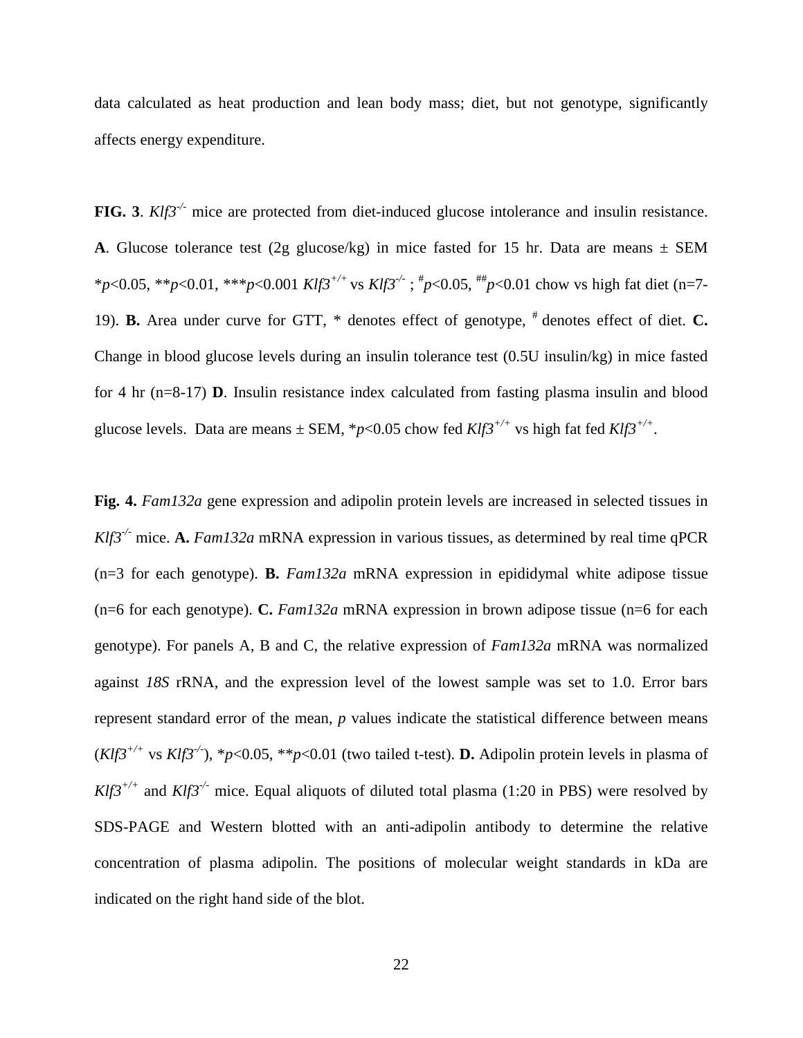data calculated as heat production and lean body mass; diet, but not genotype, significantly affects energy expenditure.

**FIG. 3**. *Klf3*$^{-/-}$ mice are protected from diet-induced glucose intolerance and insulin resistance. **A**. Glucose tolerance test (2g glucose/kg) in mice fasted for 15 hr. Data are means ± SEM \*$p$<0.05, \*\*$p$<0.01, \*\*\*$p$<0.001 *Klf3*$^{+/+}$ vs *Klf3*$^{-/-}$ ; $^{\#}p$<0.05, $^{\#\#}p$<0.01 chow vs high fat diet (n=7-19). **B.** Area under curve for GTT, \* denotes effect of genotype, # denotes effect of diet. **C.** Change in blood glucose levels during an insulin tolerance test (0.5U insulin/kg) in mice fasted for 4 hr (n=8-17) **D**. Insulin resistance index calculated from fasting plasma insulin and blood glucose levels. Data are means ± SEM, \*$p$<0.05 chow fed *Klf3*$^{+/+}$ vs high fat fed *Klf3*$^{+/+}$.

**Fig. 4.** *Fam132a* gene expression and adipolin protein levels are increased in selected tissues in *Klf3*$^{-/-}$ mice. **A.** *Fam132a* mRNA expression in various tissues, as determined by real time qPCR (n=3 for each genotype). **B.** *Fam132a* mRNA expression in epididymal white adipose tissue (n=6 for each genotype). **C.** *Fam132a* mRNA expression in brown adipose tissue (n=6 for each genotype). For panels A, B and C, the relative expression of *Fam132a* mRNA was normalized against *18S* rRNA, and the expression level of the lowest sample was set to 1.0. Error bars represent standard error of the mean, $p$ values indicate the statistical difference between means (*Klf3*$^{+/+}$ vs *Klf3*$^{-/-}$), \*$p$<0.05, \*\*$p$<0.01 (two tailed t-test). **D.** Adipolin protein levels in plasma of *Klf3*$^{+/+}$ and *Klf3*$^{-/-}$ mice. Equal aliquots of diluted total plasma (1:20 in PBS) were resolved by SDS-PAGE and Western blotted with an anti-adipolin antibody to determine the relative concentration of plasma adipolin. The positions of molecular weight standards in kDa are indicated on the right hand side of the blot.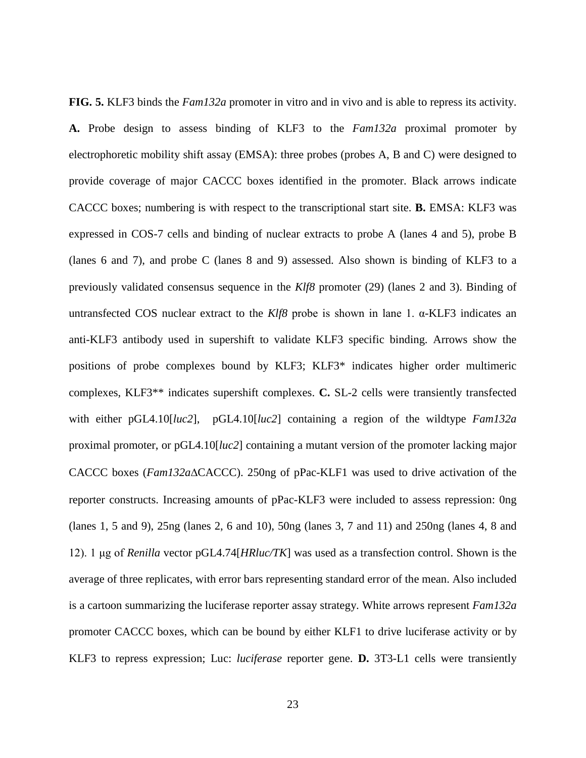**FIG. 5.** KLF3 binds the *Fam132a* promoter in vitro and in vivo and is able to repress its activity. **A.** Probe design to assess binding of KLF3 to the *Fam132a* proximal promoter by electrophoretic mobility shift assay (EMSA): three probes (probes A, B and C) were designed to provide coverage of major CACCC boxes identified in the promoter. Black arrows indicate CACCC boxes; numbering is with respect to the transcriptional start site. **B.** EMSA: KLF3 was expressed in COS-7 cells and binding of nuclear extracts to probe A (lanes 4 and 5), probe B (lanes 6 and 7), and probe C (lanes 8 and 9) assessed. Also shown is binding of KLF3 to a previously validated consensus sequence in the *Klf8* promoter (29) (lanes 2 and 3). Binding of untransfected COS nuclear extract to the *Klf8* probe is shown in lane 1. α-KLF3 indicates an anti-KLF3 antibody used in supershift to validate KLF3 specific binding. Arrows show the positions of probe complexes bound by KLF3; KLF3* indicates higher order multimeric complexes, KLF3** indicates supershift complexes. **C.** SL-2 cells were transiently transfected with either pGL4.10[*luc2*], pGL4.10[*luc2*] containing a region of the wildtype *Fam132a* proximal promoter, or pGL4.10[*luc2*] containing a mutant version of the promoter lacking major CACCC boxes (*Fam132a*ΔCACCC). 250ng of pPac-KLF1 was used to drive activation of the reporter constructs. Increasing amounts of pPac-KLF3 were included to assess repression: 0ng (lanes 1, 5 and 9), 25ng (lanes 2, 6 and 10), 50ng (lanes 3, 7 and 11) and 250ng (lanes 4, 8 and 12). 1 μg of *Renilla* vector pGL4.74[*HRluc/TK*] was used as a transfection control. Shown is the average of three replicates, with error bars representing standard error of the mean. Also included is a cartoon summarizing the luciferase reporter assay strategy. White arrows represent *Fam132a* promoter CACCC boxes, which can be bound by either KLF1 to drive luciferase activity or by KLF3 to repress expression; Luc: *luciferase* reporter gene. **D.** 3T3-L1 cells were transiently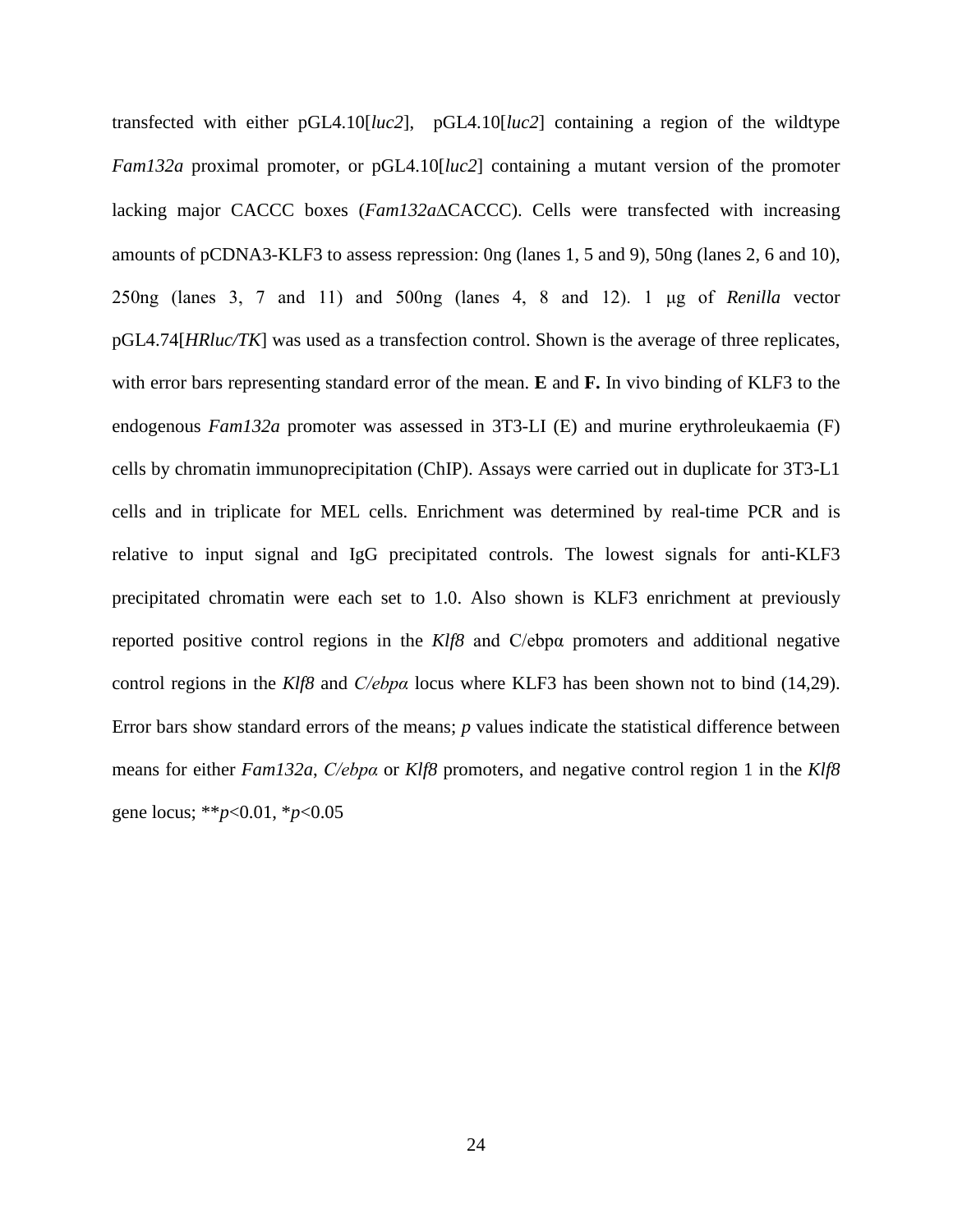transfected with either pGL4.10[*luc2*], pGL4.10[*luc2*] containing a region of the wildtype *Fam132a* proximal promoter, or pGL4.10[*luc2*] containing a mutant version of the promoter lacking major CACCC boxes (*Fam132a*ΔCACCC). Cells were transfected with increasing amounts of pCDNA3-KLF3 to assess repression: 0ng (lanes 1, 5 and 9), 50ng (lanes 2, 6 and 10), 250ng (lanes 3, 7 and 11) and 500ng (lanes 4, 8 and 12). 1 μg of *Renilla* vector pGL4.74[*HRluc/TK*] was used as a transfection control. Shown is the average of three replicates, with error bars representing standard error of the mean. **E** and **F.** In vivo binding of KLF3 to the endogenous *Fam132a* promoter was assessed in 3T3-LI (E) and murine erythroleukaemia (F) cells by chromatin immunoprecipitation (ChIP). Assays were carried out in duplicate for 3T3-L1 cells and in triplicate for MEL cells. Enrichment was determined by real-time PCR and is relative to input signal and IgG precipitated controls. The lowest signals for anti-KLF3 precipitated chromatin were each set to 1.0. Also shown is KLF3 enrichment at previously reported positive control regions in the *Klf8* and C/ebpα promoters and additional negative control regions in the *Klf8* and *C/ebpα* locus where KLF3 has been shown not to bind (14,29). Error bars show standard errors of the means; *p* values indicate the statistical difference between means for either *Fam132a*, *C/ebpα* or *Klf8* promoters, and negative control region 1 in the *Klf8* gene locus; \*\*$p<0.01$, \*$p<0.05$